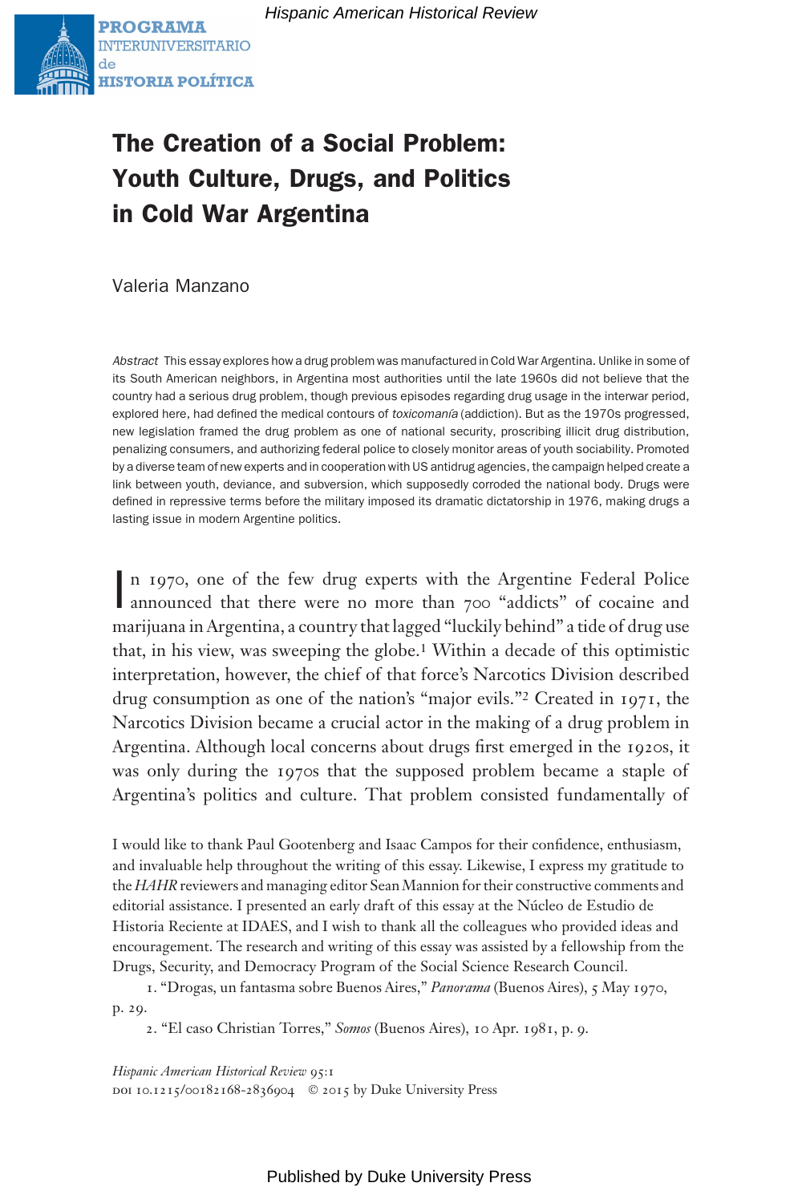# The Creation of a Social Problem: Youth Culture, Drugs, and Politics in Cold War Argentina

Valeria Manzano

*Abstract* This essay explores how a drug problem was manufactured in Cold War Argentina. Unlike in some of its South American neighbors, in Argentina most authorities until the late 1960s did not believe that the country had a serious drug problem, though previous episodes regarding drug usage in the interwar period, explored here, had defined the medical contours of *toxicomanía* (addiction). But as the 1970s progressed, new legislation framed the drug problem as one of national security, proscribing illicit drug distribution, penalizing consumers, and authorizing federal police to closely monitor areas of youth sociability. Promoted by a diverse team of new experts and in cooperation with US antidrug agencies, the campaign helped create a link between youth, deviance, and subversion, which supposedly corroded the national body. Drugs were defined in repressive terms before the military imposed its dramatic dictatorship in 1976, making drugs a lasting issue in modern Argentine politics.

In 1970, one of the few drug experts with the Argentine Federal Police announced that there were no more than 700 "addicts" of cocaine and marijuana in Argentina, a country that lagged "luckily behind" a tide of drug use that, in his view, was sweeping the globe.[1] Within a decade of this optimistic interpretation, however, the chief of that force's Narcotics Division described drug consumption as one of the nation's "major evils."[2] Created in 1971, the Narcotics Division became a crucial actor in the making of a drug problem in Argentina. Although local concerns about drugs first emerged in the 1920s, it was only during the 1970s that the supposed problem became a staple of Argentina's politics and culture. That problem consisted fundamentally of

I would like to thank Paul Gootenberg and Isaac Campos for their confidence, enthusiasm, and invaluable help throughout the writing of this essay. Likewise, I express my gratitude to the *HAHR* reviewers and managing editor Sean Mannion for their constructive comments and editorial assistance. I presented an early draft of this essay at the Núcleo de Estudio de Historia Reciente at IDAES, and I wish to thank all the colleagues who provided ideas and encouragement. The research and writing of this essay was assisted by a fellowship from the Drugs, Security, and Democracy Program of the Social Science Research Council.

1. "Drogas, un fantasma sobre Buenos Aires," *Panorama* (Buenos Aires), 5 May 1970, p. 29.

2. "El caso Christian Torres," *Somos* (Buenos Aires), 10 Apr. 1981, p. 9.

*Hispanic American Historical Review* 95:1
DOI 10.1215/00182168-2836904 © 2015 by Duke University Press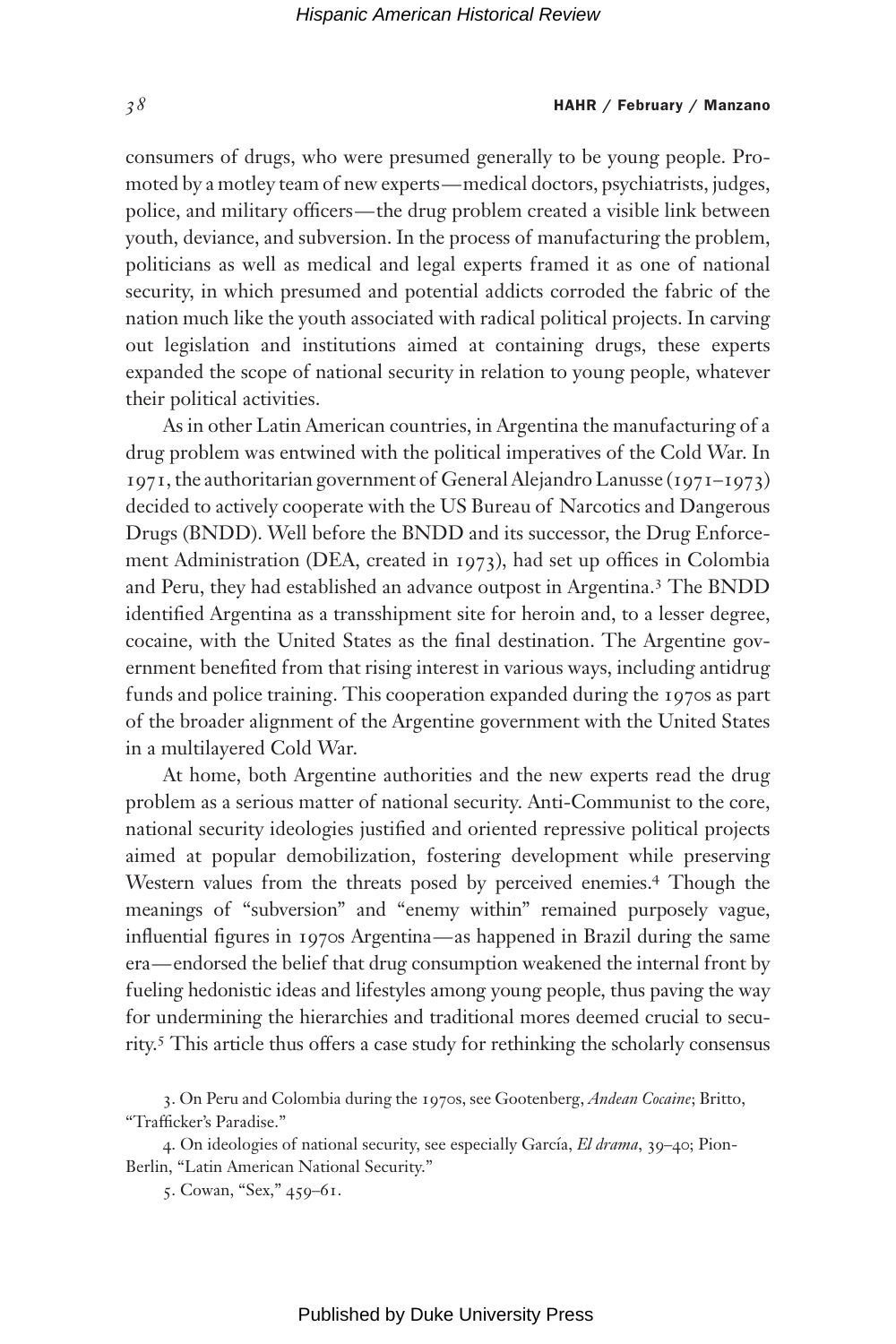consumers of drugs, who were presumed generally to be young people. Promoted by a motley team of new experts—medical doctors, psychiatrists, judges, police, and military officers—the drug problem created a visible link between youth, deviance, and subversion. In the process of manufacturing the problem, politicians as well as medical and legal experts framed it as one of national security, in which presumed and potential addicts corroded the fabric of the nation much like the youth associated with radical political projects. In carving out legislation and institutions aimed at containing drugs, these experts expanded the scope of national security in relation to young people, whatever their political activities.

As in other Latin American countries, in Argentina the manufacturing of a drug problem was entwined with the political imperatives of the Cold War. In 1971, the authoritarian government of General Alejandro Lanusse (1971–1973) decided to actively cooperate with the US Bureau of Narcotics and Dangerous Drugs (BNDD). Well before the BNDD and its successor, the Drug Enforcement Administration (DEA, created in 1973), had set up offices in Colombia and Peru, they had established an advance outpost in Argentina.[3] The BNDD identified Argentina as a transshipment site for heroin and, to a lesser degree, cocaine, with the United States as the final destination. The Argentine government benefited from that rising interest in various ways, including antidrug funds and police training. This cooperation expanded during the 1970s as part of the broader alignment of the Argentine government with the United States in a multilayered Cold War.

At home, both Argentine authorities and the new experts read the drug problem as a serious matter of national security. Anti-Communist to the core, national security ideologies justified and oriented repressive political projects aimed at popular demobilization, fostering development while preserving Western values from the threats posed by perceived enemies.[4] Though the meanings of "subversion" and "enemy within" remained purposely vague, influential figures in 1970s Argentina—as happened in Brazil during the same era—endorsed the belief that drug consumption weakened the internal front by fueling hedonistic ideas and lifestyles among young people, thus paving the way for undermining the hierarchies and traditional mores deemed crucial to security.[5] This article thus offers a case study for rethinking the scholarly consensus

3. On Peru and Colombia during the 1970s, see Gootenberg, *Andean Cocaine*; Britto, "Trafficker's Paradise."

4. On ideologies of national security, see especially García, *El drama*, 39–40; Pion-Berlin, "Latin American National Security."

5. Cowan, "Sex," 459–61.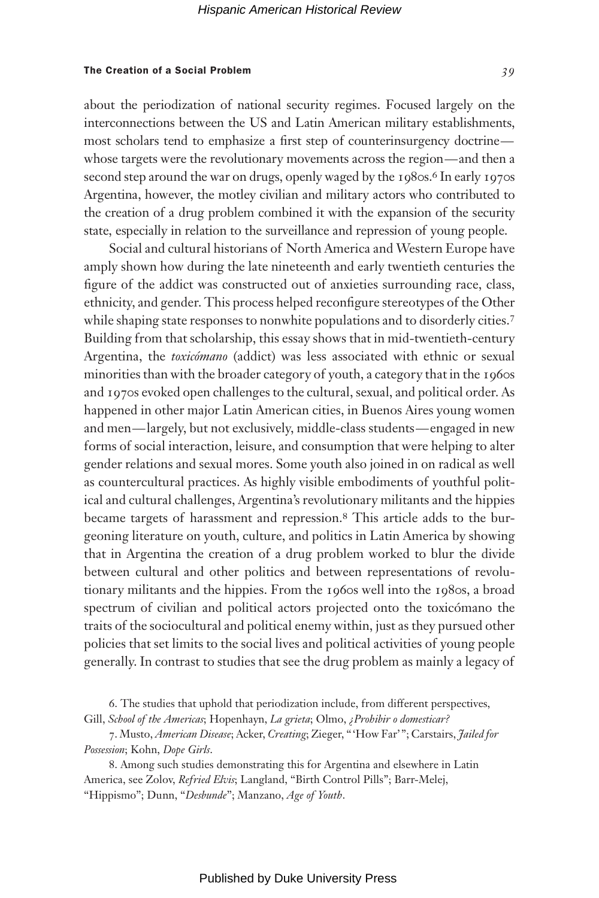about the periodization of national security regimes. Focused largely on the interconnections between the US and Latin American military establishments, most scholars tend to emphasize a first step of counterinsurgency doctrine—whose targets were the revolutionary movements across the region—and then a second step around the war on drugs, openly waged by the 1980s.[6] In early 1970s Argentina, however, the motley civilian and military actors who contributed to the creation of a drug problem combined it with the expansion of the security state, especially in relation to the surveillance and repression of young people.

Social and cultural historians of North America and Western Europe have amply shown how during the late nineteenth and early twentieth centuries the figure of the addict was constructed out of anxieties surrounding race, class, ethnicity, and gender. This process helped reconfigure stereotypes of the Other while shaping state responses to nonwhite populations and to disorderly cities.[7] Building from that scholarship, this essay shows that in mid-twentieth-century Argentina, the *toxicómano* (addict) was less associated with ethnic or sexual minorities than with the broader category of youth, a category that in the 1960s and 1970s evoked open challenges to the cultural, sexual, and political order. As happened in other major Latin American cities, in Buenos Aires young women and men—largely, but not exclusively, middle-class students—engaged in new forms of social interaction, leisure, and consumption that were helping to alter gender relations and sexual mores. Some youth also joined in on radical as well as countercultural practices. As highly visible embodiments of youthful political and cultural challenges, Argentina's revolutionary militants and the hippies became targets of harassment and repression.[8] This article adds to the burgeoning literature on youth, culture, and politics in Latin America by showing that in Argentina the creation of a drug problem worked to blur the divide between cultural and other politics and between representations of revolutionary militants and the hippies. From the 1960s well into the 1980s, a broad spectrum of civilian and political actors projected onto the toxicómano the traits of the sociocultural and political enemy within, just as they pursued other policies that set limits to the social lives and political activities of young people generally. In contrast to studies that see the drug problem as mainly a legacy of

6. The studies that uphold that periodization include, from different perspectives, Gill, *School of the Americas*; Hopenhayn, *La grieta*; Olmo, *¿Prohibir o domesticar?*

7. Musto, *American Disease*; Acker, *Creating*; Zieger, "'How Far'"; Carstairs, *Jailed for Possession*; Kohn, *Dope Girls*.

8. Among such studies demonstrating this for Argentina and elsewhere in Latin America, see Zolov, *Refried Elvis*; Langland, "Birth Control Pills"; Barr-Melej, "Hippismo"; Dunn, "*Desbunde*"; Manzano, *Age of Youth*.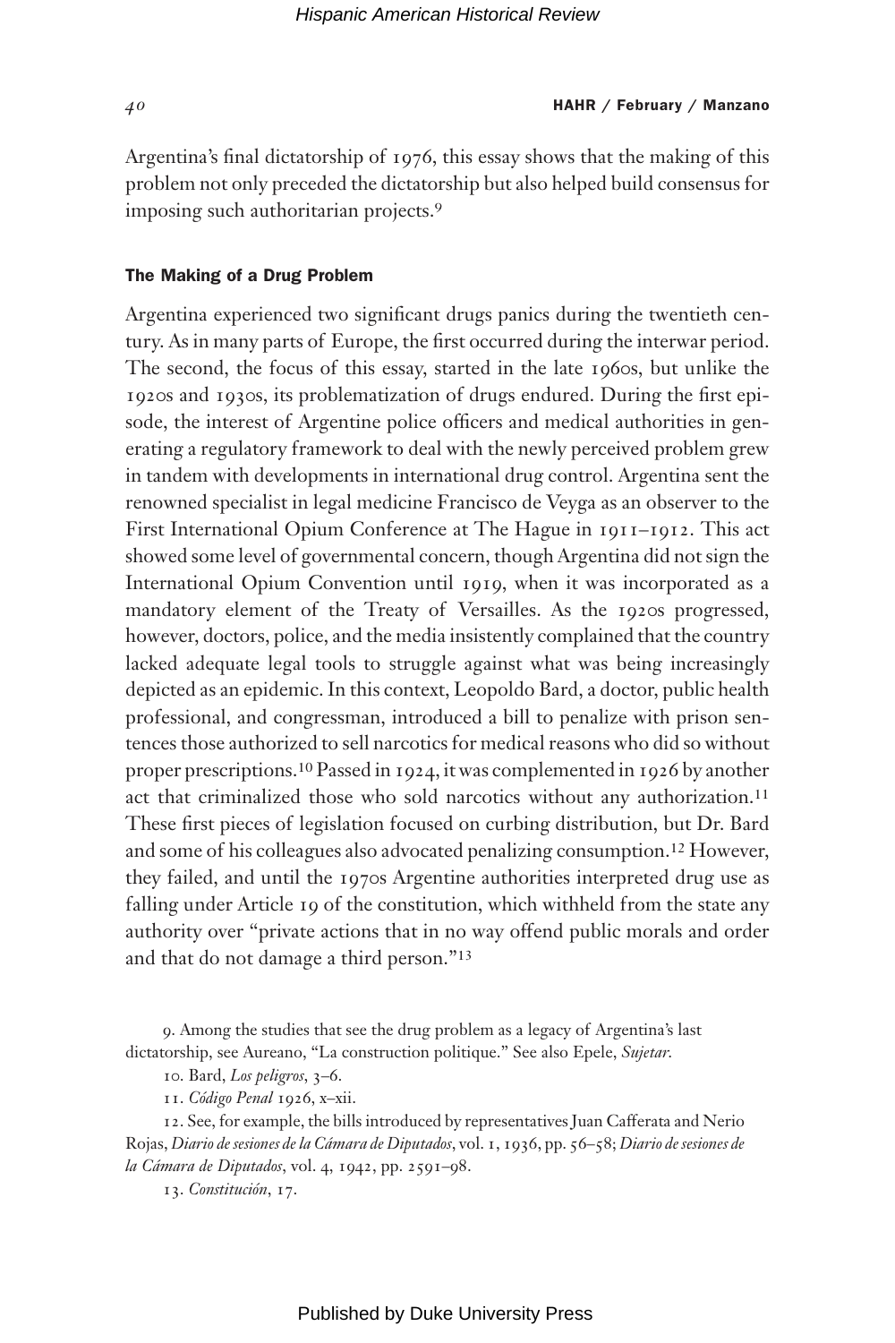Argentina's final dictatorship of 1976, this essay shows that the making of this problem not only preceded the dictatorship but also helped build consensus for imposing such authoritarian projects.[9]

### The Making of a Drug Problem

Argentina experienced two significant drugs panics during the twentieth century. As in many parts of Europe, the first occurred during the interwar period. The second, the focus of this essay, started in the late 1960s, but unlike the 1920s and 1930s, its problematization of drugs endured. During the first episode, the interest of Argentine police officers and medical authorities in generating a regulatory framework to deal with the newly perceived problem grew in tandem with developments in international drug control. Argentina sent the renowned specialist in legal medicine Francisco de Veyga as an observer to the First International Opium Conference at The Hague in 1911–1912. This act showed some level of governmental concern, though Argentina did not sign the International Opium Convention until 1919, when it was incorporated as a mandatory element of the Treaty of Versailles. As the 1920s progressed, however, doctors, police, and the media insistently complained that the country lacked adequate legal tools to struggle against what was being increasingly depicted as an epidemic. In this context, Leopoldo Bard, a doctor, public health professional, and congressman, introduced a bill to penalize with prison sentences those authorized to sell narcotics for medical reasons who did so without proper prescriptions.[10] Passed in 1924, it was complemented in 1926 by another act that criminalized those who sold narcotics without any authorization.[11] These first pieces of legislation focused on curbing distribution, but Dr. Bard and some of his colleagues also advocated penalizing consumption.[12] However, they failed, and until the 1970s Argentine authorities interpreted drug use as falling under Article 19 of the constitution, which withheld from the state any authority over "private actions that in no way offend public morals and order and that do not damage a third person."[13]

9. Among the studies that see the drug problem as a legacy of Argentina's last dictatorship, see Aureano, "La construction politique." See also Epele, *Sujetar*.

10. Bard, *Los peligros*, 3–6.

11. *Código Penal* 1926, x–xii.

12. See, for example, the bills introduced by representatives Juan Cafferata and Nerio Rojas, *Diario de sesiones de la Cámara de Diputados*, vol. 1, 1936, pp. 56–58; *Diario de sesiones de la Cámara de Diputados*, vol. 4, 1942, pp. 2591–98.

13. *Constitución*, 17.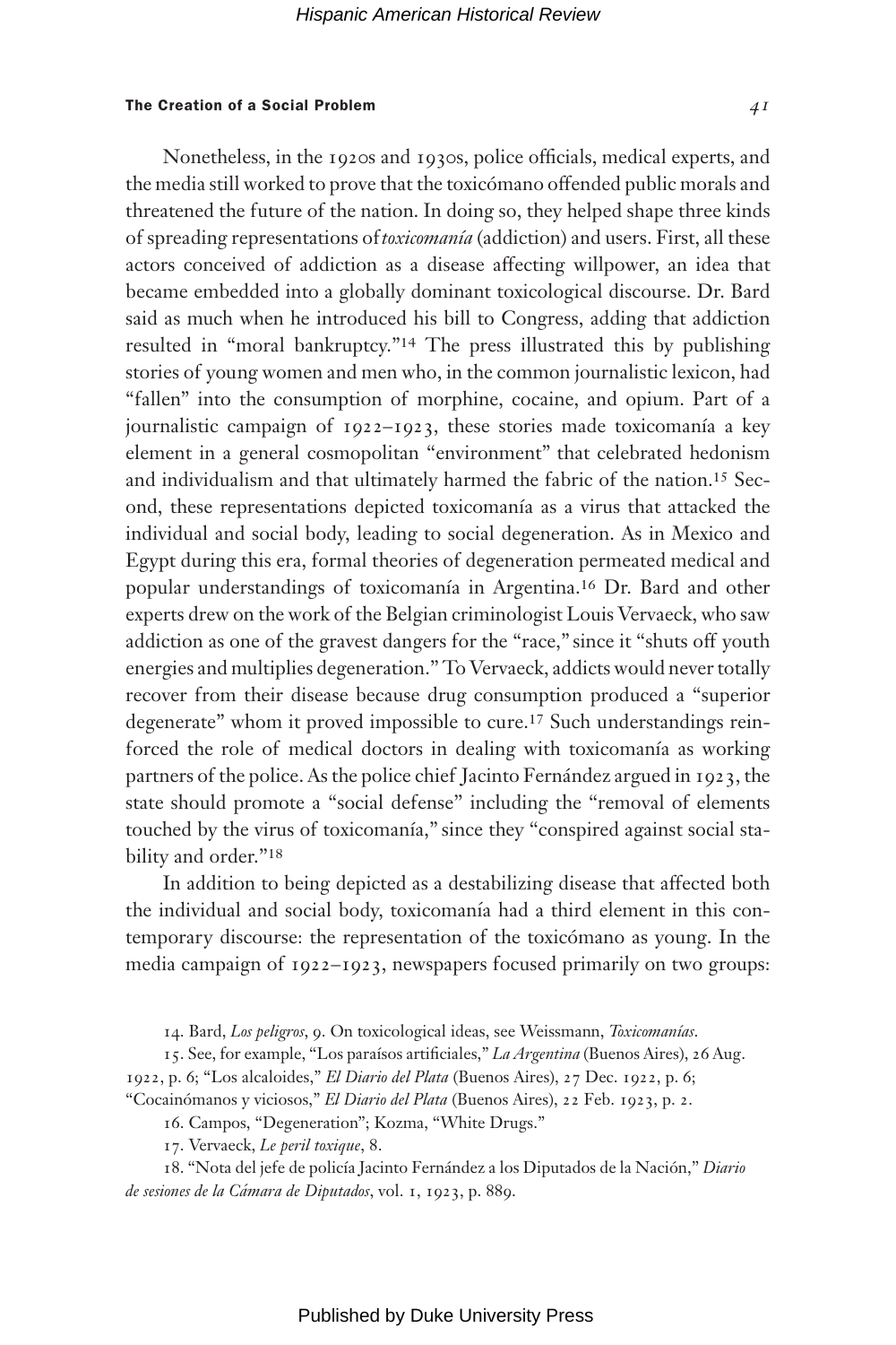Nonetheless, in the 1920s and 1930s, police officials, medical experts, and the media still worked to prove that the toxicómano offended public morals and threatened the future of the nation. In doing so, they helped shape three kinds of spreading representations of *toxicomanía* (addiction) and users. First, all these actors conceived of addiction as a disease affecting willpower, an idea that became embedded into a globally dominant toxicological discourse. Dr. Bard said as much when he introduced his bill to Congress, adding that addiction resulted in "moral bankruptcy."[14] The press illustrated this by publishing stories of young women and men who, in the common journalistic lexicon, had "fallen" into the consumption of morphine, cocaine, and opium. Part of a journalistic campaign of 1922–1923, these stories made toxicomanía a key element in a general cosmopolitan "environment" that celebrated hedonism and individualism and that ultimately harmed the fabric of the nation.[15] Second, these representations depicted toxicomanía as a virus that attacked the individual and social body, leading to social degeneration. As in Mexico and Egypt during this era, formal theories of degeneration permeated medical and popular understandings of toxicomanía in Argentina.[16] Dr. Bard and other experts drew on the work of the Belgian criminologist Louis Vervaeck, who saw addiction as one of the gravest dangers for the "race," since it "shuts off youth energies and multiplies degeneration." To Vervaeck, addicts would never totally recover from their disease because drug consumption produced a "superior degenerate" whom it proved impossible to cure.[17] Such understandings reinforced the role of medical doctors in dealing with toxicomanía as working partners of the police. As the police chief Jacinto Fernández argued in 1923, the state should promote a "social defense" including the "removal of elements touched by the virus of toxicomanía," since they "conspired against social stability and order."[18]

In addition to being depicted as a destabilizing disease that affected both the individual and social body, toxicomanía had a third element in this contemporary discourse: the representation of the toxicómano as young. In the media campaign of 1922–1923, newspapers focused primarily on two groups:

14. Bard, *Los peligros*, 9. On toxicological ideas, see Weissmann, *Toxicomanías*.

15. See, for example, "Los paraísos artificiales," *La Argentina* (Buenos Aires), 26 Aug. 1922, p. 6; "Los alcaloides," *El Diario del Plata* (Buenos Aires), 27 Dec. 1922, p. 6; "Cocainómanos y viciosos," *El Diario del Plata* (Buenos Aires), 22 Feb. 1923, p. 2.

16. Campos, "Degeneration"; Kozma, "White Drugs."

17. Vervaeck, *Le peril toxique*, 8.

18. "Nota del jefe de policía Jacinto Fernández a los Diputados de la Nación," *Diario de sesiones de la Cámara de Diputados*, vol. 1, 1923, p. 889.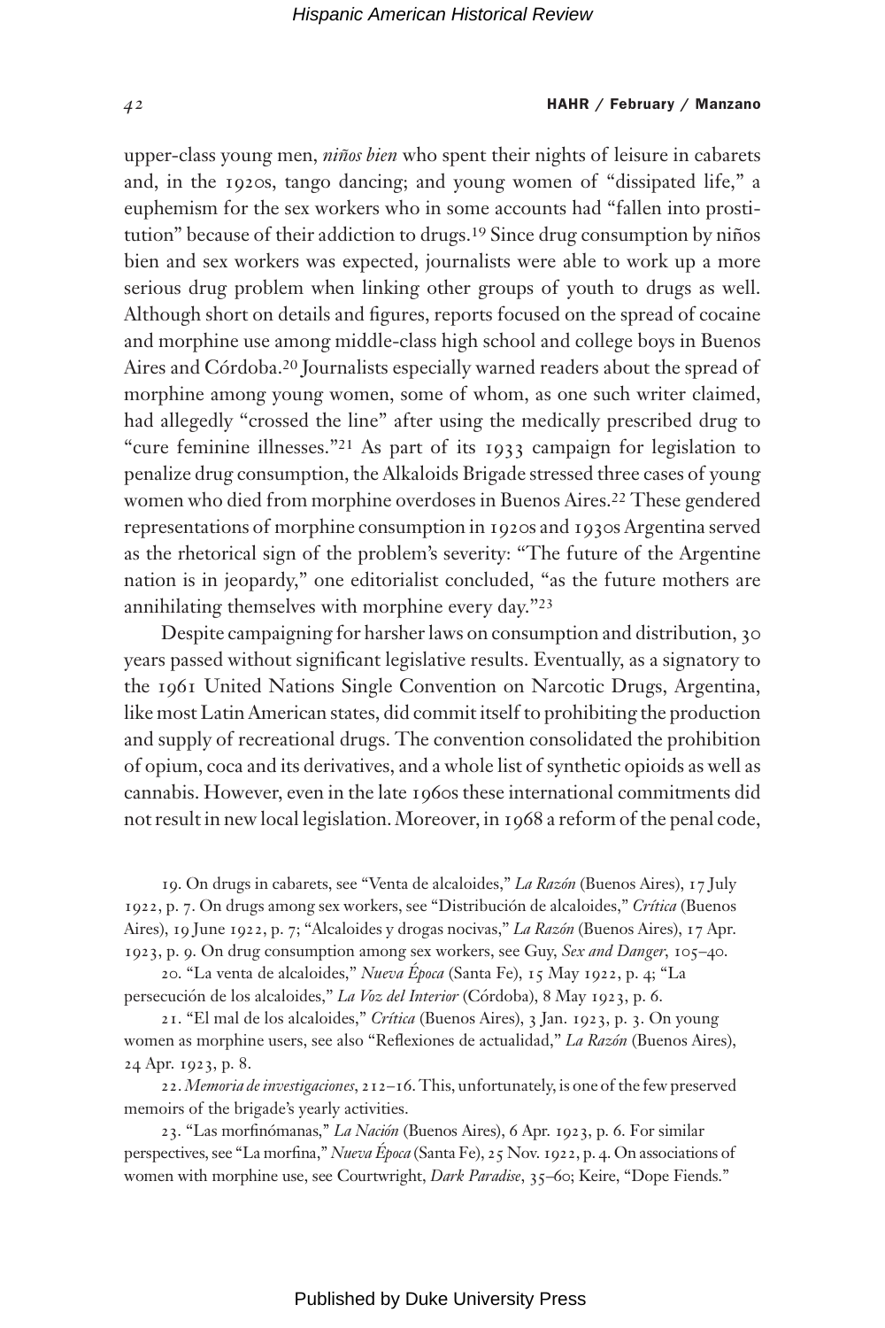upper-class young men, *niños bien* who spent their nights of leisure in cabarets and, in the 1920s, tango dancing; and young women of "dissipated life," a euphemism for the sex workers who in some accounts had "fallen into prostitution" because of their addiction to drugs.[19] Since drug consumption by niños bien and sex workers was expected, journalists were able to work up a more serious drug problem when linking other groups of youth to drugs as well. Although short on details and figures, reports focused on the spread of cocaine and morphine use among middle-class high school and college boys in Buenos Aires and Córdoba.[20] Journalists especially warned readers about the spread of morphine among young women, some of whom, as one such writer claimed, had allegedly "crossed the line" after using the medically prescribed drug to "cure feminine illnesses."[21] As part of its 1933 campaign for legislation to penalize drug consumption, the Alkaloids Brigade stressed three cases of young women who died from morphine overdoses in Buenos Aires.[22] These gendered representations of morphine consumption in 1920s and 1930s Argentina served as the rhetorical sign of the problem's severity: "The future of the Argentine nation is in jeopardy," one editorialist concluded, "as the future mothers are annihilating themselves with morphine every day."[23]

Despite campaigning for harsher laws on consumption and distribution, 30 years passed without significant legislative results. Eventually, as a signatory to the 1961 United Nations Single Convention on Narcotic Drugs, Argentina, like most Latin American states, did commit itself to prohibiting the production and supply of recreational drugs. The convention consolidated the prohibition of opium, coca and its derivatives, and a whole list of synthetic opioids as well as cannabis. However, even in the late 1960s these international commitments did not result in new local legislation. Moreover, in 1968 a reform of the penal code,

19. On drugs in cabarets, see "Venta de alcaloides," *La Razón* (Buenos Aires), 17 July 1922, p. 7. On drugs among sex workers, see "Distribución de alcaloides," *Crítica* (Buenos Aires), 19 June 1922, p. 7; "Alcaloides y drogas nocivas," *La Razón* (Buenos Aires), 17 Apr. 1923, p. 9. On drug consumption among sex workers, see Guy, *Sex and Danger*, 105–40.

20. "La venta de alcaloides," *Nueva Época* (Santa Fe), 15 May 1922, p. 4; "La persecución de los alcaloides," *La Voz del Interior* (Córdoba), 8 May 1923, p. 6.

21. "El mal de los alcaloides," *Crítica* (Buenos Aires), 3 Jan. 1923, p. 3. On young women as morphine users, see also "Reflexiones de actualidad," *La Razón* (Buenos Aires), 24 Apr. 1923, p. 8.

22. *Memoria de investigaciones*, 212–16. This, unfortunately, is one of the few preserved memoirs of the brigade's yearly activities.

23. "Las morfinómanas," *La Nación* (Buenos Aires), 6 Apr. 1923, p. 6. For similar perspectives, see "La morfina," *Nueva Época* (Santa Fe), 25 Nov. 1922, p. 4. On associations of women with morphine use, see Courtwright, *Dark Paradise*, 35–60; Keire, "Dope Fiends."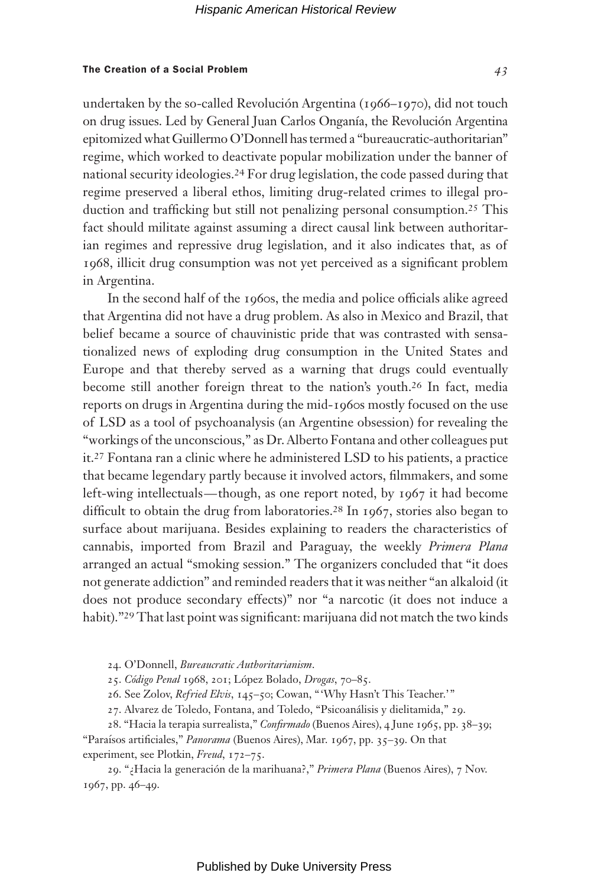undertaken by the so-called Revolución Argentina (1966–1970), did not touch on drug issues. Led by General Juan Carlos Onganía, the Revolución Argentina epitomized what Guillermo O'Donnell has termed a "bureaucratic-authoritarian" regime, which worked to deactivate popular mobilization under the banner of national security ideologies.[24] For drug legislation, the code passed during that regime preserved a liberal ethos, limiting drug-related crimes to illegal production and trafficking but still not penalizing personal consumption.[25] This fact should militate against assuming a direct causal link between authoritarian regimes and repressive drug legislation, and it also indicates that, as of 1968, illicit drug consumption was not yet perceived as a significant problem in Argentina.

In the second half of the 1960s, the media and police officials alike agreed that Argentina did not have a drug problem. As also in Mexico and Brazil, that belief became a source of chauvinistic pride that was contrasted with sensationalized news of exploding drug consumption in the United States and Europe and that thereby served as a warning that drugs could eventually become still another foreign threat to the nation's youth.[26] In fact, media reports on drugs in Argentina during the mid-1960s mostly focused on the use of LSD as a tool of psychoanalysis (an Argentine obsession) for revealing the "workings of the unconscious," as Dr. Alberto Fontana and other colleagues put it.[27] Fontana ran a clinic where he administered LSD to his patients, a practice that became legendary partly because it involved actors, filmmakers, and some left-wing intellectuals—though, as one report noted, by 1967 it had become difficult to obtain the drug from laboratories.[28] In 1967, stories also began to surface about marijuana. Besides explaining to readers the characteristics of cannabis, imported from Brazil and Paraguay, the weekly *Primera Plana* arranged an actual "smoking session." The organizers concluded that "it does not generate addiction" and reminded readers that it was neither "an alkaloid (it does not produce secondary effects)" nor "a narcotic (it does not induce a habit)."[29] That last point was significant: marijuana did not match the two kinds

24. O'Donnell, *Bureaucratic Authoritarianism*.

25. *Código Penal* 1968, 201; López Bolado, *Drogas*, 70–85.

26. See Zolov, *Refried Elvis*, 145–50; Cowan, "'Why Hasn't This Teacher.'"

27. Alvarez de Toledo, Fontana, and Toledo, "Psicoanálisis y dielitamida," 29.

28. "Hacia la terapia surrealista," *Confirmado* (Buenos Aires), 4 June 1965, pp. 38–39; "Paraísos artificiales," *Panorama* (Buenos Aires), Mar. 1967, pp. 35–39. On that experiment, see Plotkin, *Freud*, 172–75.

29. "¿Hacia la generación de la marihuana?," *Primera Plana* (Buenos Aires), 7 Nov. 1967, pp. 46–49.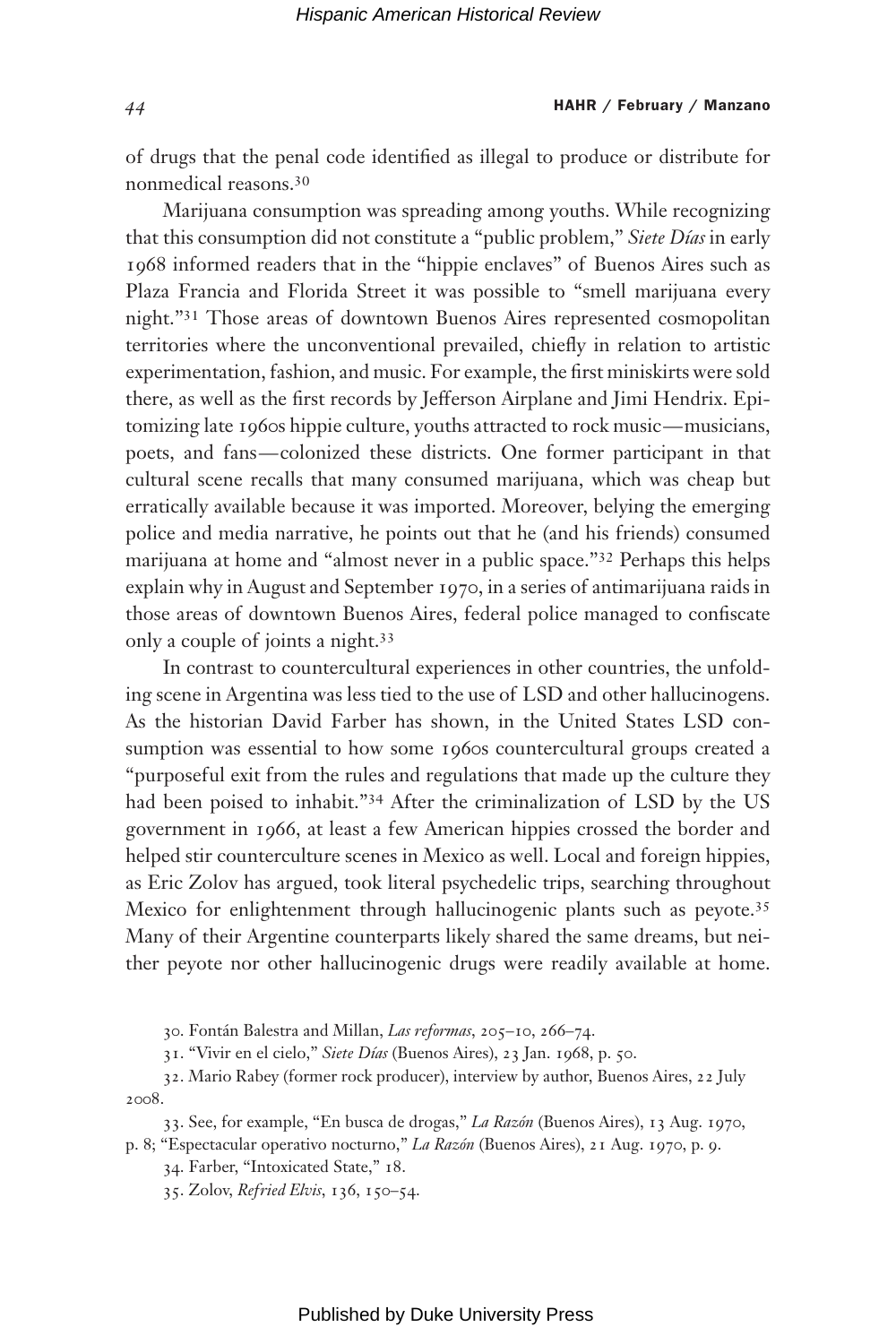of drugs that the penal code identified as illegal to produce or distribute for nonmedical reasons.[30]

Marijuana consumption was spreading among youths. While recognizing that this consumption did not constitute a "public problem," *Siete Días* in early 1968 informed readers that in the "hippie enclaves" of Buenos Aires such as Plaza Francia and Florida Street it was possible to "smell marijuana every night."[31] Those areas of downtown Buenos Aires represented cosmopolitan territories where the unconventional prevailed, chiefly in relation to artistic experimentation, fashion, and music. For example, the first miniskirts were sold there, as well as the first records by Jefferson Airplane and Jimi Hendrix. Epitomizing late 1960s hippie culture, youths attracted to rock music—musicians, poets, and fans—colonized these districts. One former participant in that cultural scene recalls that many consumed marijuana, which was cheap but erratically available because it was imported. Moreover, belying the emerging police and media narrative, he points out that he (and his friends) consumed marijuana at home and "almost never in a public space."[32] Perhaps this helps explain why in August and September 1970, in a series of antimarijuana raids in those areas of downtown Buenos Aires, federal police managed to confiscate only a couple of joints a night.[33]

In contrast to countercultural experiences in other countries, the unfolding scene in Argentina was less tied to the use of LSD and other hallucinogens. As the historian David Farber has shown, in the United States LSD consumption was essential to how some 1960s countercultural groups created a "purposeful exit from the rules and regulations that made up the culture they had been poised to inhabit."[34] After the criminalization of LSD by the US government in 1966, at least a few American hippies crossed the border and helped stir counterculture scenes in Mexico as well. Local and foreign hippies, as Eric Zolov has argued, took literal psychedelic trips, searching throughout Mexico for enlightenment through hallucinogenic plants such as peyote.[35] Many of their Argentine counterparts likely shared the same dreams, but neither peyote nor other hallucinogenic drugs were readily available at home.

30. Fontán Balestra and Millan, *Las reformas*, 205–10, 266–74.

31. "Vivir en el cielo," *Siete Días* (Buenos Aires), 23 Jan. 1968, p. 50.

32. Mario Rabey (former rock producer), interview by author, Buenos Aires, 22 July 2008.

33. See, for example, "En busca de drogas," *La Razón* (Buenos Aires), 13 Aug. 1970, p. 8; "Espectacular operativo nocturno," *La Razón* (Buenos Aires), 21 Aug. 1970, p. 9.

34. Farber, "Intoxicated State," 18.

35. Zolov, *Refried Elvis*, 136, 150–54.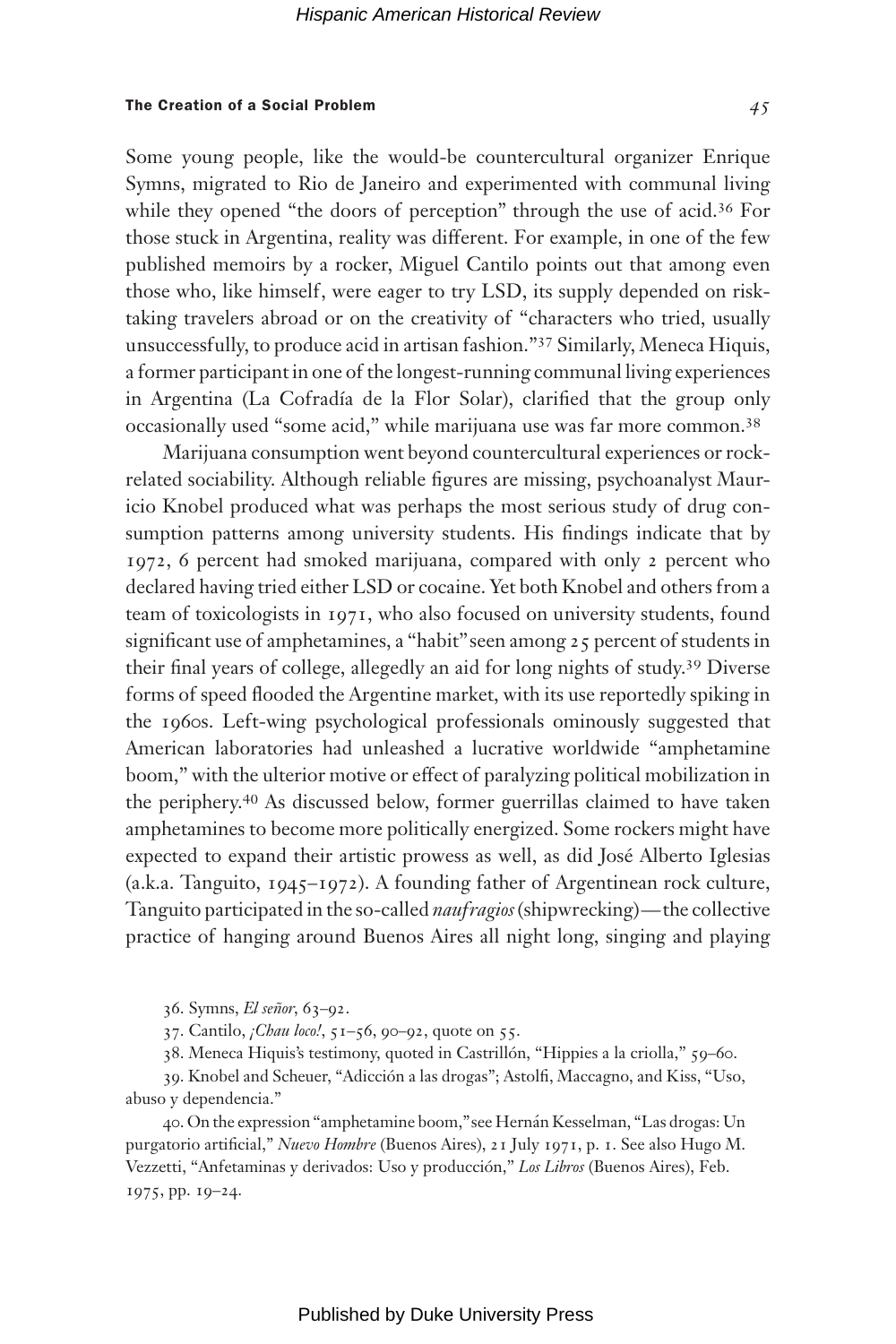Some young people, like the would-be countercultural organizer Enrique Symns, migrated to Rio de Janeiro and experimented with communal living while they opened "the doors of perception" through the use of acid.[36] For those stuck in Argentina, reality was different. For example, in one of the few published memoirs by a rocker, Miguel Cantilo points out that among even those who, like himself, were eager to try LSD, its supply depended on risk-taking travelers abroad or on the creativity of "characters who tried, usually unsuccessfully, to produce acid in artisan fashion."[37] Similarly, Meneca Hiquis, a former participant in one of the longest-running communal living experiences in Argentina (La Cofradía de la Flor Solar), clarified that the group only occasionally used "some acid," while marijuana use was far more common.[38]

Marijuana consumption went beyond countercultural experiences or rock-related sociability. Although reliable figures are missing, psychoanalyst Mauricio Knobel produced what was perhaps the most serious study of drug consumption patterns among university students. His findings indicate that by 1972, 6 percent had smoked marijuana, compared with only 2 percent who declared having tried either LSD or cocaine. Yet both Knobel and others from a team of toxicologists in 1971, who also focused on university students, found significant use of amphetamines, a "habit" seen among 25 percent of students in their final years of college, allegedly an aid for long nights of study.[39] Diverse forms of speed flooded the Argentine market, with its use reportedly spiking in the 1960s. Left-wing psychological professionals ominously suggested that American laboratories had unleashed a lucrative worldwide "amphetamine boom," with the ulterior motive or effect of paralyzing political mobilization in the periphery.[40] As discussed below, former guerrillas claimed to have taken amphetamines to become more politically energized. Some rockers might have expected to expand their artistic prowess as well, as did José Alberto Iglesias (a.k.a. Tanguito, 1945–1972). A founding father of Argentinean rock culture, Tanguito participated in the so-called *naufragios* (shipwrecking)—the collective practice of hanging around Buenos Aires all night long, singing and playing

36. Symns, *El señor*, 63–92.

37. Cantilo, *¡Chau loco!*, 51–56, 90–92, quote on 55.

38. Meneca Hiquis's testimony, quoted in Castrillón, "Hippies a la criolla," 59–60.

39. Knobel and Scheuer, "Adicción a las drogas"; Astolfi, Maccagno, and Kiss, "Uso, abuso y dependencia."

40. On the expression "amphetamine boom," see Hernán Kesselman, "Las drogas: Un purgatorio artificial," *Nuevo Hombre* (Buenos Aires), 21 July 1971, p. 1. See also Hugo M. Vezzetti, "Anfetaminas y derivados: Uso y producción," *Los Libros* (Buenos Aires), Feb. 1975, pp. 19–24.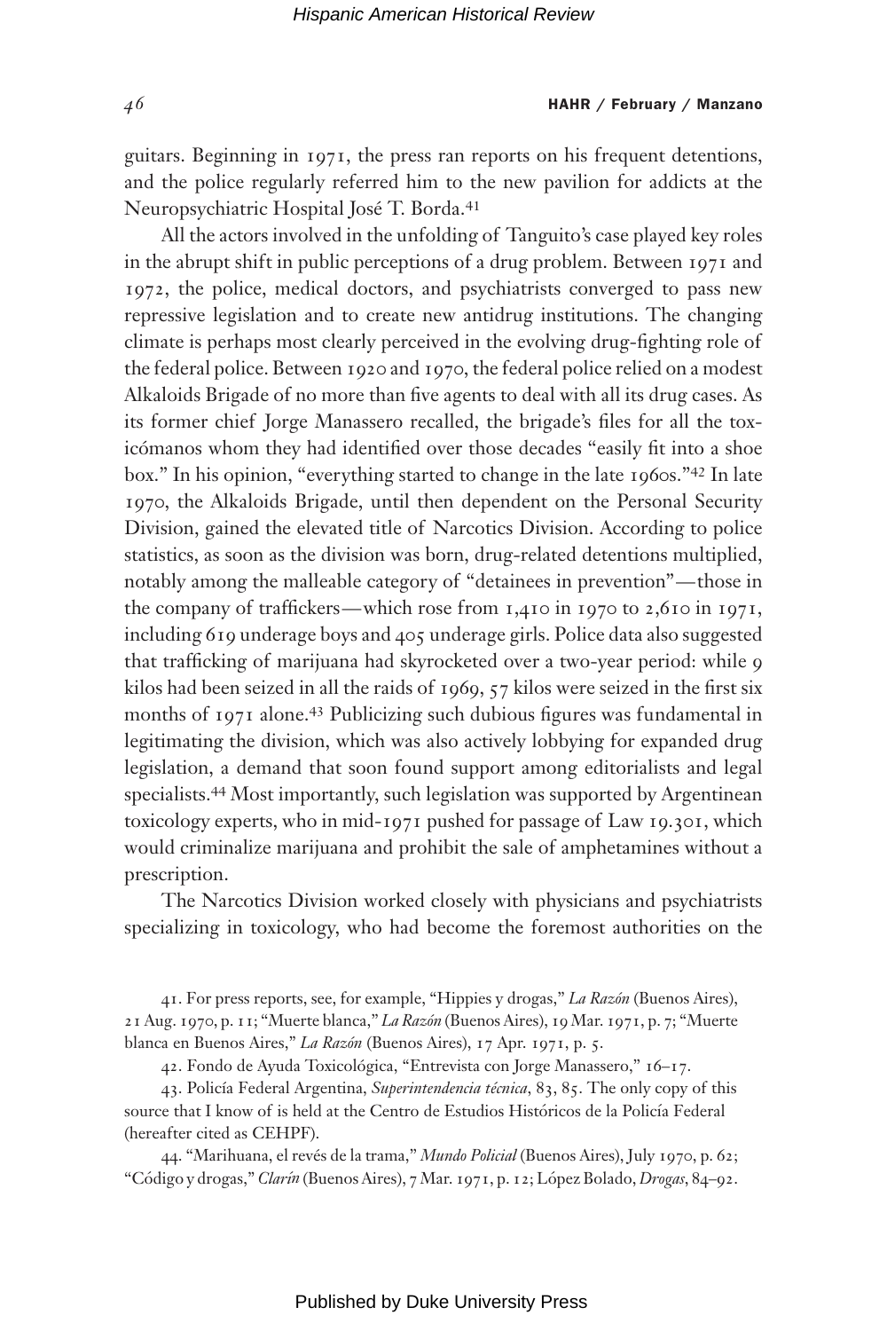guitars. Beginning in 1971, the press ran reports on his frequent detentions, and the police regularly referred him to the new pavilion for addicts at the Neuropsychiatric Hospital José T. Borda.[41]

All the actors involved in the unfolding of Tanguito's case played key roles in the abrupt shift in public perceptions of a drug problem. Between 1971 and 1972, the police, medical doctors, and psychiatrists converged to pass new repressive legislation and to create new antidrug institutions. The changing climate is perhaps most clearly perceived in the evolving drug-fighting role of the federal police. Between 1920 and 1970, the federal police relied on a modest Alkaloids Brigade of no more than five agents to deal with all its drug cases. As its former chief Jorge Manassero recalled, the brigade's files for all the toxicómanos whom they had identified over those decades "easily fit into a shoe box." In his opinion, "everything started to change in the late 1960s."[42] In late 1970, the Alkaloids Brigade, until then dependent on the Personal Security Division, gained the elevated title of Narcotics Division. According to police statistics, as soon as the division was born, drug-related detentions multiplied, notably among the malleable category of "detainees in prevention"—those in the company of traffickers—which rose from 1,410 in 1970 to 2,610 in 1971, including 619 underage boys and 405 underage girls. Police data also suggested that trafficking of marijuana had skyrocketed over a two-year period: while 9 kilos had been seized in all the raids of 1969, 57 kilos were seized in the first six months of 1971 alone.[43] Publicizing such dubious figures was fundamental in legitimating the division, which was also actively lobbying for expanded drug legislation, a demand that soon found support among editorialists and legal specialists.[44] Most importantly, such legislation was supported by Argentinean toxicology experts, who in mid-1971 pushed for passage of Law 19.301, which would criminalize marijuana and prohibit the sale of amphetamines without a prescription.

The Narcotics Division worked closely with physicians and psychiatrists specializing in toxicology, who had become the foremost authorities on the

41. For press reports, see, for example, "Hippies y drogas," *La Razón* (Buenos Aires), 21 Aug. 1970, p. 11; "Muerte blanca," *La Razón* (Buenos Aires), 19 Mar. 1971, p. 7; "Muerte blanca en Buenos Aires," *La Razón* (Buenos Aires), 17 Apr. 1971, p. 5.

42. Fondo de Ayuda Toxicológica, "Entrevista con Jorge Manassero," 16–17.

43. Policía Federal Argentina, *Superintendencia técnica*, 83, 85. The only copy of this source that I know of is held at the Centro de Estudios Históricos de la Policía Federal (hereafter cited as CEHPF).

44. "Marihuana, el revés de la trama," *Mundo Policial* (Buenos Aires), July 1970, p. 62; "Código y drogas," *Clarín* (Buenos Aires), 7 Mar. 1971, p. 12; López Bolado, *Drogas*, 84–92.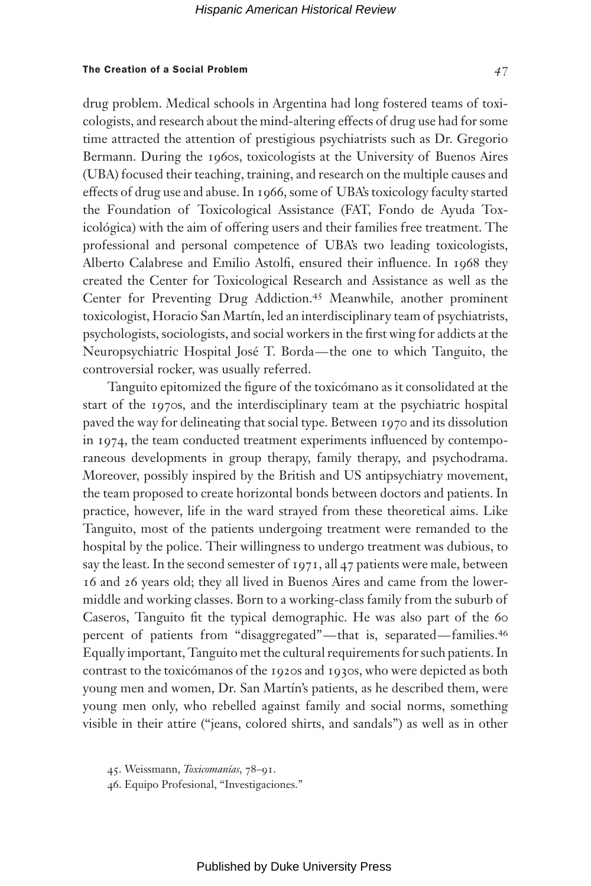drug problem. Medical schools in Argentina had long fostered teams of toxicologists, and research about the mind-altering effects of drug use had for some time attracted the attention of prestigious psychiatrists such as Dr. Gregorio Bermann. During the 1960s, toxicologists at the University of Buenos Aires (UBA) focused their teaching, training, and research on the multiple causes and effects of drug use and abuse. In 1966, some of UBA's toxicology faculty started the Foundation of Toxicological Assistance (FAT, Fondo de Ayuda Toxicológica) with the aim of offering users and their families free treatment. The professional and personal competence of UBA's two leading toxicologists, Alberto Calabrese and Emilio Astolfi, ensured their influence. In 1968 they created the Center for Toxicological Research and Assistance as well as the Center for Preventing Drug Addiction.[45] Meanwhile, another prominent toxicologist, Horacio San Martín, led an interdisciplinary team of psychiatrists, psychologists, sociologists, and social workers in the first wing for addicts at the Neuropsychiatric Hospital José T. Borda—the one to which Tanguito, the controversial rocker, was usually referred.

Tanguito epitomized the figure of the toxicómano as it consolidated at the start of the 1970s, and the interdisciplinary team at the psychiatric hospital paved the way for delineating that social type. Between 1970 and its dissolution in 1974, the team conducted treatment experiments influenced by contemporaneous developments in group therapy, family therapy, and psychodrama. Moreover, possibly inspired by the British and US antipsychiatry movement, the team proposed to create horizontal bonds between doctors and patients. In practice, however, life in the ward strayed from these theoretical aims. Like Tanguito, most of the patients undergoing treatment were remanded to the hospital by the police. Their willingness to undergo treatment was dubious, to say the least. In the second semester of 1971, all 47 patients were male, between 16 and 26 years old; they all lived in Buenos Aires and came from the lower-middle and working classes. Born to a working-class family from the suburb of Caseros, Tanguito fit the typical demographic. He was also part of the 60 percent of patients from "disaggregated"—that is, separated—families.[46] Equally important, Tanguito met the cultural requirements for such patients. In contrast to the toxicómanos of the 1920s and 1930s, who were depicted as both young men and women, Dr. San Martín's patients, as he described them, were young men only, who rebelled against family and social norms, something visible in their attire ("jeans, colored shirts, and sandals") as well as in other

45. Weissmann, *Toxicomanías*, 78–91.

46. Equipo Profesional, "Investigaciones."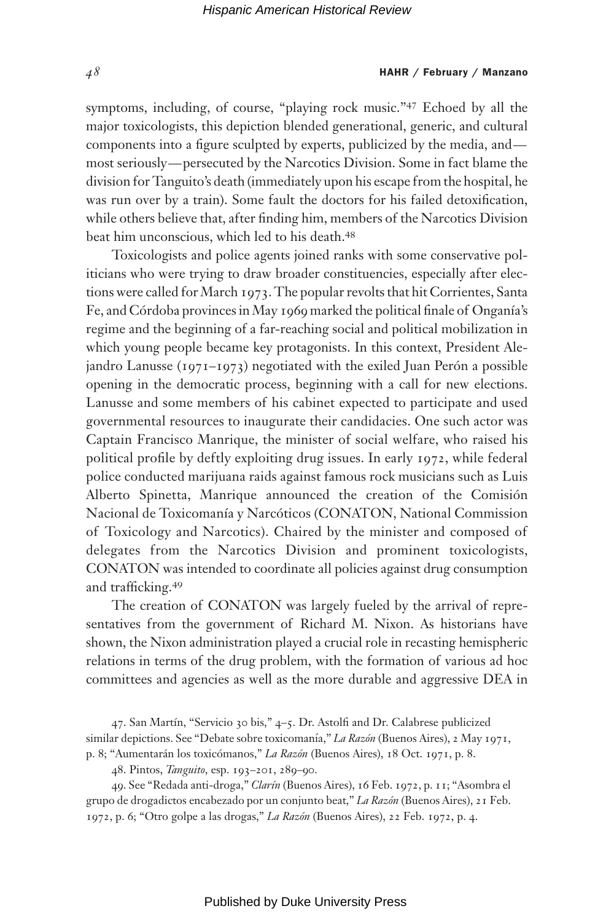symptoms, including, of course, "playing rock music."[47] Echoed by all the major toxicologists, this depiction blended generational, generic, and cultural components into a figure sculpted by experts, publicized by the media, and—most seriously—persecuted by the Narcotics Division. Some in fact blame the division for Tanguito's death (immediately upon his escape from the hospital, he was run over by a train). Some fault the doctors for his failed detoxification, while others believe that, after finding him, members of the Narcotics Division beat him unconscious, which led to his death.[48]

Toxicologists and police agents joined ranks with some conservative politicians who were trying to draw broader constituencies, especially after elections were called for March 1973. The popular revolts that hit Corrientes, Santa Fe, and Córdoba provinces in May 1969 marked the political finale of Onganía's regime and the beginning of a far-reaching social and political mobilization in which young people became key protagonists. In this context, President Alejandro Lanusse (1971–1973) negotiated with the exiled Juan Perón a possible opening in the democratic process, beginning with a call for new elections. Lanusse and some members of his cabinet expected to participate and used governmental resources to inaugurate their candidacies. One such actor was Captain Francisco Manrique, the minister of social welfare, who raised his political profile by deftly exploiting drug issues. In early 1972, while federal police conducted marijuana raids against famous rock musicians such as Luis Alberto Spinetta, Manrique announced the creation of the Comisión Nacional de Toxicomanía y Narcóticos (CONATON, National Commission of Toxicology and Narcotics). Chaired by the minister and composed of delegates from the Narcotics Division and prominent toxicologists, CONATON was intended to coordinate all policies against drug consumption and trafficking.[49]

The creation of CONATON was largely fueled by the arrival of representatives from the government of Richard M. Nixon. As historians have shown, the Nixon administration played a crucial role in recasting hemispheric relations in terms of the drug problem, with the formation of various ad hoc committees and agencies as well as the more durable and aggressive DEA in

47. San Martín, "Servicio 30 bis," 4–5. Dr. Astolfi and Dr. Calabrese publicized similar depictions. See "Debate sobre toxicomanía," *La Razón* (Buenos Aires), 2 May 1971, p. 8; "Aumentarán los toxicómanos," *La Razón* (Buenos Aires), 18 Oct. 1971, p. 8.

48. Pintos, *Tanguito*, esp. 193–201, 289–90.

49. See "Redada anti-droga," *Clarín* (Buenos Aires), 16 Feb. 1972, p. 11; "Asombra el grupo de drogadictos encabezado por un conjunto beat," *La Razón* (Buenos Aires), 21 Feb. 1972, p. 6; "Otro golpe a las drogas," *La Razón* (Buenos Aires), 22 Feb. 1972, p. 4.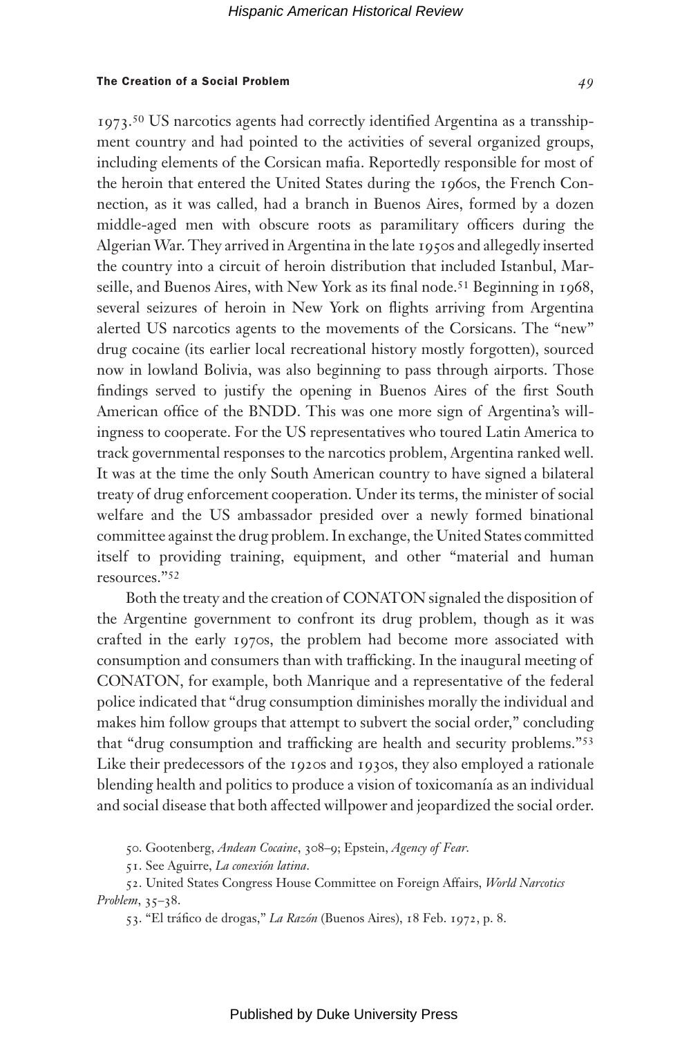1973.[50] US narcotics agents had correctly identified Argentina as a transshipment country and had pointed to the activities of several organized groups, including elements of the Corsican mafia. Reportedly responsible for most of the heroin that entered the United States during the 1960s, the French Connection, as it was called, had a branch in Buenos Aires, formed by a dozen middle-aged men with obscure roots as paramilitary officers during the Algerian War. They arrived in Argentina in the late 1950s and allegedly inserted the country into a circuit of heroin distribution that included Istanbul, Marseille, and Buenos Aires, with New York as its final node.[51] Beginning in 1968, several seizures of heroin in New York on flights arriving from Argentina alerted US narcotics agents to the movements of the Corsicans. The "new" drug cocaine (its earlier local recreational history mostly forgotten), sourced now in lowland Bolivia, was also beginning to pass through airports. Those findings served to justify the opening in Buenos Aires of the first South American office of the BNDD. This was one more sign of Argentina's willingness to cooperate. For the US representatives who toured Latin America to track governmental responses to the narcotics problem, Argentina ranked well. It was at the time the only South American country to have signed a bilateral treaty of drug enforcement cooperation. Under its terms, the minister of social welfare and the US ambassador presided over a newly formed binational committee against the drug problem. In exchange, the United States committed itself to providing training, equipment, and other "material and human resources."[52]

Both the treaty and the creation of CONATON signaled the disposition of the Argentine government to confront its drug problem, though as it was crafted in the early 1970s, the problem had become more associated with consumption and consumers than with trafficking. In the inaugural meeting of CONATON, for example, both Manrique and a representative of the federal police indicated that "drug consumption diminishes morally the individual and makes him follow groups that attempt to subvert the social order," concluding that "drug consumption and trafficking are health and security problems."[53] Like their predecessors of the 1920s and 1930s, they also employed a rationale blending health and politics to produce a vision of toxicomanía as an individual and social disease that both affected willpower and jeopardized the social order.

50. Gootenberg, *Andean Cocaine*, 308–9; Epstein, *Agency of Fear*.

51. See Aguirre, *La conexión latina*.

52. United States Congress House Committee on Foreign Affairs, *World Narcotics Problem*, 35–38.

53. "El tráfico de drogas," *La Razón* (Buenos Aires), 18 Feb. 1972, p. 8.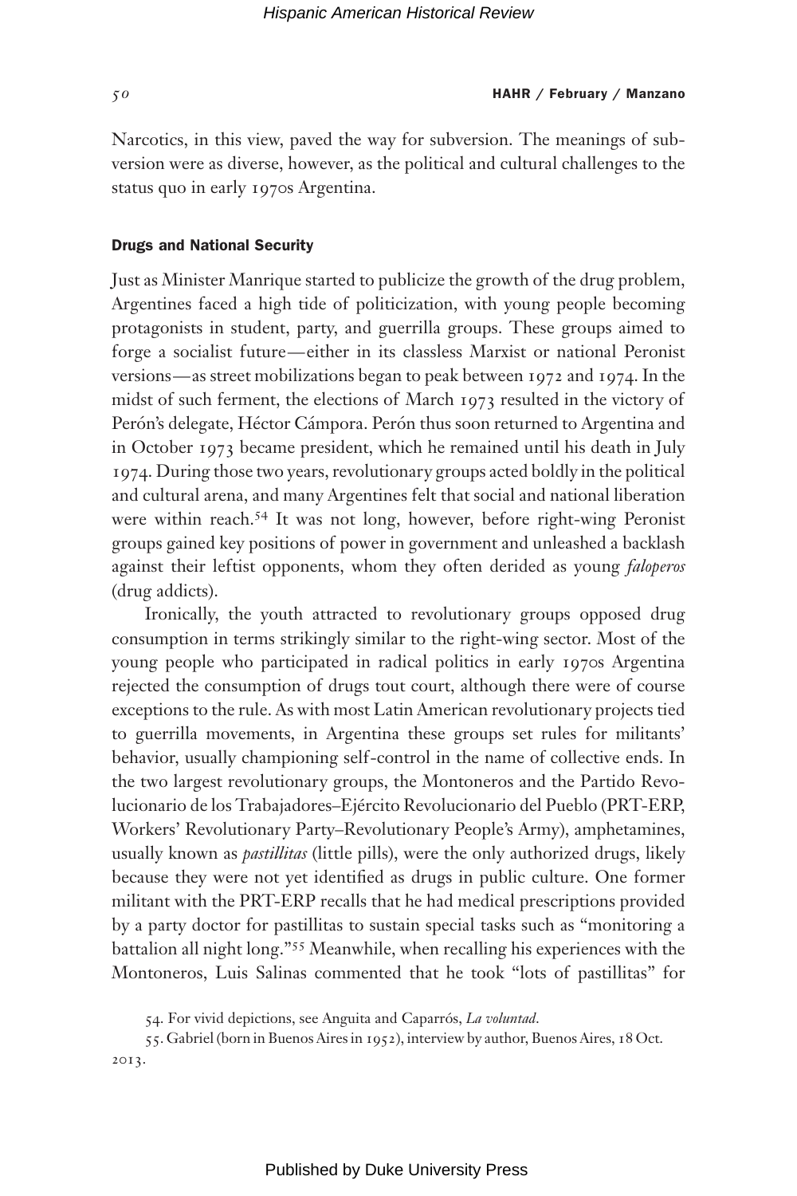Narcotics, in this view, paved the way for subversion. The meanings of subversion were as diverse, however, as the political and cultural challenges to the status quo in early 1970s Argentina.

### Drugs and National Security

Just as Minister Manrique started to publicize the growth of the drug problem, Argentines faced a high tide of politicization, with young people becoming protagonists in student, party, and guerrilla groups. These groups aimed to forge a socialist future—either in its classless Marxist or national Peronist versions—as street mobilizations began to peak between 1972 and 1974. In the midst of such ferment, the elections of March 1973 resulted in the victory of Perón's delegate, Héctor Cámpora. Perón thus soon returned to Argentina and in October 1973 became president, which he remained until his death in July 1974. During those two years, revolutionary groups acted boldly in the political and cultural arena, and many Argentines felt that social and national liberation were within reach.[54] It was not long, however, before right-wing Peronist groups gained key positions of power in government and unleashed a backlash against their leftist opponents, whom they often derided as young *faloperos* (drug addicts).

Ironically, the youth attracted to revolutionary groups opposed drug consumption in terms strikingly similar to the right-wing sector. Most of the young people who participated in radical politics in early 1970s Argentina rejected the consumption of drugs tout court, although there were of course exceptions to the rule. As with most Latin American revolutionary projects tied to guerrilla movements, in Argentina these groups set rules for militants' behavior, usually championing self-control in the name of collective ends. In the two largest revolutionary groups, the Montoneros and the Partido Revolucionario de los Trabajadores–Ejército Revolucionario del Pueblo (PRT-ERP, Workers' Revolutionary Party–Revolutionary People's Army), amphetamines, usually known as *pastillitas* (little pills), were the only authorized drugs, likely because they were not yet identified as drugs in public culture. One former militant with the PRT-ERP recalls that he had medical prescriptions provided by a party doctor for pastillitas to sustain special tasks such as "monitoring a battalion all night long."[55] Meanwhile, when recalling his experiences with the Montoneros, Luis Salinas commented that he took "lots of pastillitas" for

54. For vivid depictions, see Anguita and Caparrós, *La voluntad*.

55. Gabriel (born in Buenos Aires in 1952), interview by author, Buenos Aires, 18 Oct. 2013.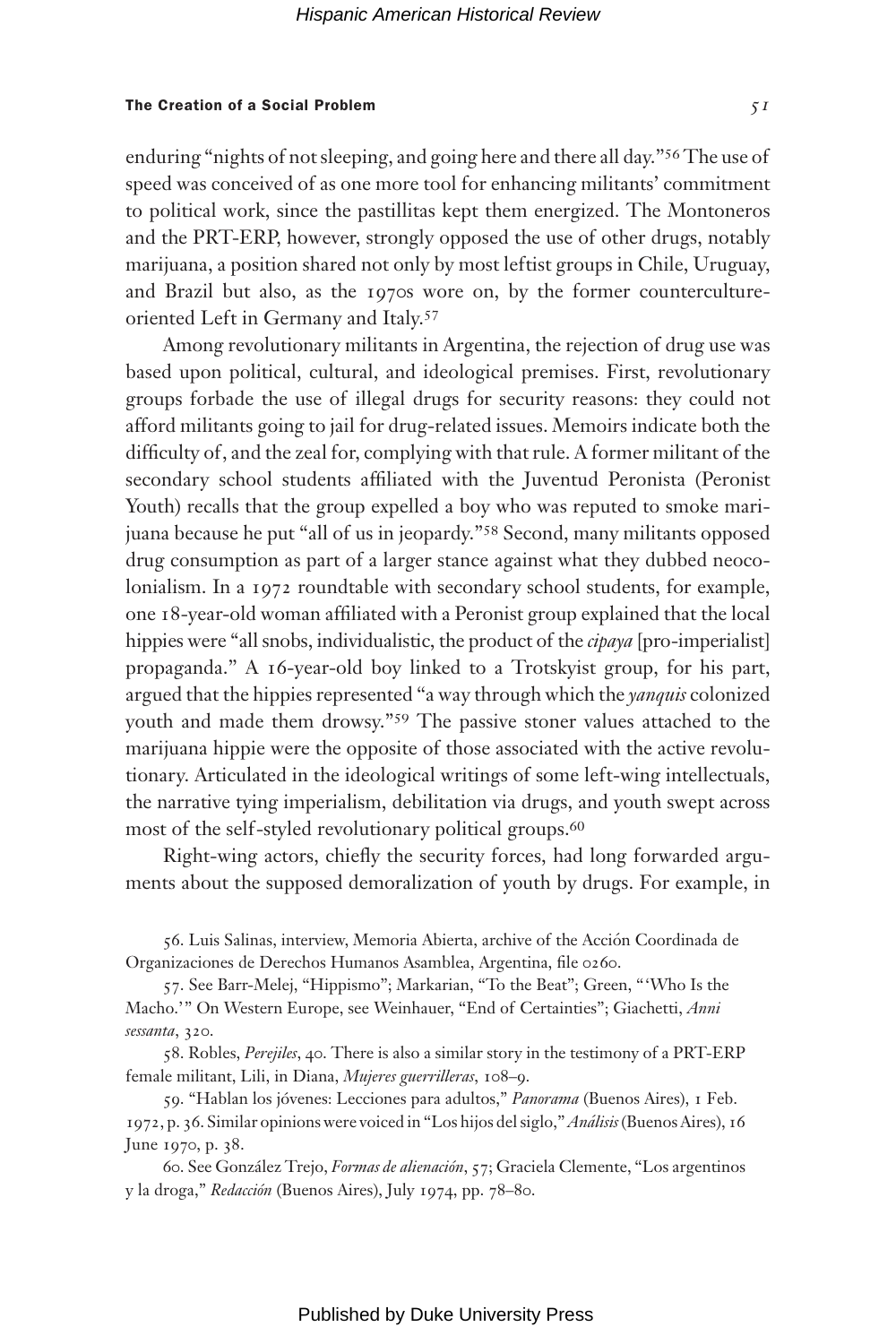enduring "nights of not sleeping, and going here and there all day."[56] The use of speed was conceived of as one more tool for enhancing militants' commitment to political work, since the pastillitas kept them energized. The Montoneros and the PRT-ERP, however, strongly opposed the use of other drugs, notably marijuana, a position shared not only by most leftist groups in Chile, Uruguay, and Brazil but also, as the 1970s wore on, by the former counterculture-oriented Left in Germany and Italy.[57]

Among revolutionary militants in Argentina, the rejection of drug use was based upon political, cultural, and ideological premises. First, revolutionary groups forbade the use of illegal drugs for security reasons: they could not afford militants going to jail for drug-related issues. Memoirs indicate both the difficulty of, and the zeal for, complying with that rule. A former militant of the secondary school students affiliated with the Juventud Peronista (Peronist Youth) recalls that the group expelled a boy who was reputed to smoke marijuana because he put "all of us in jeopardy."[58] Second, many militants opposed drug consumption as part of a larger stance against what they dubbed neocolonialism. In a 1972 roundtable with secondary school students, for example, one 18-year-old woman affiliated with a Peronist group explained that the local hippies were "all snobs, individualistic, the product of the *cipaya* [pro-imperialist] propaganda." A 16-year-old boy linked to a Trotskyist group, for his part, argued that the hippies represented "a way through which the *yanquis* colonized youth and made them drowsy."[59] The passive stoner values attached to the marijuana hippie were the opposite of those associated with the active revolutionary. Articulated in the ideological writings of some left-wing intellectuals, the narrative tying imperialism, debilitation via drugs, and youth swept across most of the self-styled revolutionary political groups.[60]

Right-wing actors, chiefly the security forces, had long forwarded arguments about the supposed demoralization of youth by drugs. For example, in

56. Luis Salinas, interview, Memoria Abierta, archive of the Acción Coordinada de Organizaciones de Derechos Humanos Asamblea, Argentina, file 0260.

57. See Barr-Melej, "Hippismo"; Markarian, "To the Beat"; Green, "'Who Is the Macho.'" On Western Europe, see Weinhauer, "End of Certainties"; Giachetti, *Anni sessanta*, 320.

58. Robles, *Perejiles*, 40. There is also a similar story in the testimony of a PRT-ERP female militant, Lili, in Diana, *Mujeres guerrilleras*, 108–9.

59. "Hablan los jóvenes: Lecciones para adultos," *Panorama* (Buenos Aires), 1 Feb. 1972, p. 36. Similar opinions were voiced in "Los hijos del siglo," *Análisis* (Buenos Aires), 16 June 1970, p. 38.

60. See González Trejo, *Formas de alienación*, 57; Graciela Clemente, "Los argentinos y la droga," *Redacción* (Buenos Aires), July 1974, pp. 78–80.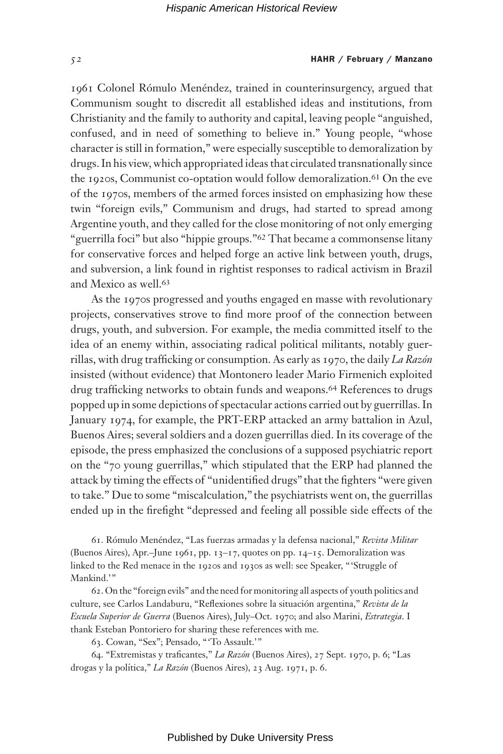1961 Colonel Rómulo Menéndez, trained in counterinsurgency, argued that Communism sought to discredit all established ideas and institutions, from Christianity and the family to authority and capital, leaving people "anguished, confused, and in need of something to believe in." Young people, "whose character is still in formation," were especially susceptible to demoralization by drugs. In his view, which appropriated ideas that circulated transnationally since the 1920s, Communist co-optation would follow demoralization.[61] On the eve of the 1970s, members of the armed forces insisted on emphasizing how these twin "foreign evils," Communism and drugs, had started to spread among Argentine youth, and they called for the close monitoring of not only emerging "guerrilla foci" but also "hippie groups."[62] That became a commonsense litany for conservative forces and helped forge an active link between youth, drugs, and subversion, a link found in rightist responses to radical activism in Brazil and Mexico as well.[63]

As the 1970s progressed and youths engaged en masse with revolutionary projects, conservatives strove to find more proof of the connection between drugs, youth, and subversion. For example, the media committed itself to the idea of an enemy within, associating radical political militants, notably guerrillas, with drug trafficking or consumption. As early as 1970, the daily *La Razón* insisted (without evidence) that Montonero leader Mario Firmenich exploited drug trafficking networks to obtain funds and weapons.[64] References to drugs popped up in some depictions of spectacular actions carried out by guerrillas. In January 1974, for example, the PRT-ERP attacked an army battalion in Azul, Buenos Aires; several soldiers and a dozen guerrillas died. In its coverage of the episode, the press emphasized the conclusions of a supposed psychiatric report on the "70 young guerrillas," which stipulated that the ERP had planned the attack by timing the effects of "unidentified drugs" that the fighters "were given to take." Due to some "miscalculation," the psychiatrists went on, the guerrillas ended up in the firefight "depressed and feeling all possible side effects of the

61. Rómulo Menéndez, "Las fuerzas armadas y la defensa nacional," *Revista Militar* (Buenos Aires), Apr.–June 1961, pp. 13–17, quotes on pp. 14–15. Demoralization was linked to the Red menace in the 1920s and 1930s as well: see Speaker, "'Struggle of Mankind.'"

62. On the "foreign evils" and the need for monitoring all aspects of youth politics and culture, see Carlos Landaburu, "Reflexiones sobre la situación argentina," *Revista de la Escuela Superior de Guerra* (Buenos Aires), July–Oct. 1970; and also Marini, *Estrategia*. I thank Esteban Pontoriero for sharing these references with me.

63. Cowan, "Sex"; Pensado, "'To Assault.'"

64. "Extremistas y traficantes," *La Razón* (Buenos Aires), 27 Sept. 1970, p. 6; "Las drogas y la política," *La Razón* (Buenos Aires), 23 Aug. 1971, p. 6.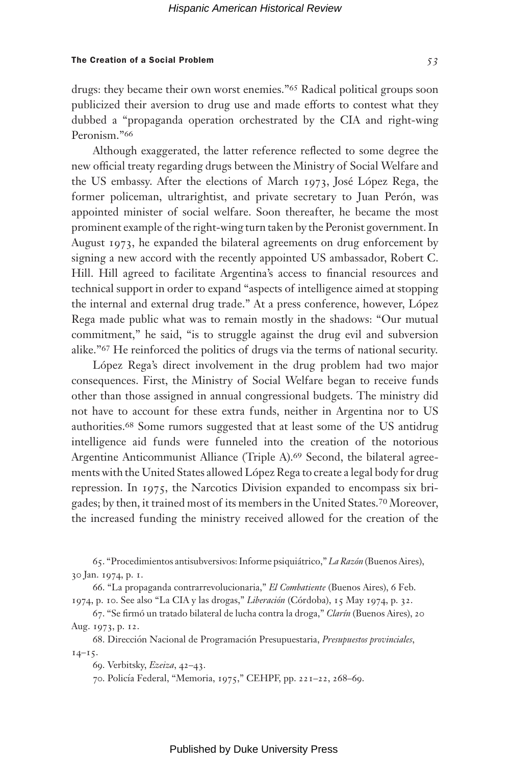drugs: they became their own worst enemies."[65] Radical political groups soon publicized their aversion to drug use and made efforts to contest what they dubbed a "propaganda operation orchestrated by the CIA and right-wing Peronism."[66]

Although exaggerated, the latter reference reflected to some degree the new official treaty regarding drugs between the Ministry of Social Welfare and the US embassy. After the elections of March 1973, José López Rega, the former policeman, ultrarightist, and private secretary to Juan Perón, was appointed minister of social welfare. Soon thereafter, he became the most prominent example of the right-wing turn taken by the Peronist government. In August 1973, he expanded the bilateral agreements on drug enforcement by signing a new accord with the recently appointed US ambassador, Robert C. Hill. Hill agreed to facilitate Argentina's access to financial resources and technical support in order to expand "aspects of intelligence aimed at stopping the internal and external drug trade." At a press conference, however, López Rega made public what was to remain mostly in the shadows: "Our mutual commitment," he said, "is to struggle against the drug evil and subversion alike."[67] He reinforced the politics of drugs via the terms of national security.

López Rega's direct involvement in the drug problem had two major consequences. First, the Ministry of Social Welfare began to receive funds other than those assigned in annual congressional budgets. The ministry did not have to account for these extra funds, neither in Argentina nor to US authorities.[68] Some rumors suggested that at least some of the US antidrug intelligence aid funds were funneled into the creation of the notorious Argentine Anticommunist Alliance (Triple A).[69] Second, the bilateral agreements with the United States allowed López Rega to create a legal body for drug repression. In 1975, the Narcotics Division expanded to encompass six brigades; by then, it trained most of its members in the United States.[70] Moreover, the increased funding the ministry received allowed for the creation of the

65. "Procedimientos antisubversivos: Informe psiquiátrico," *La Razón* (Buenos Aires), 30 Jan. 1974, p. 1.

66. "La propaganda contrarrevolucionaria," *El Combatiente* (Buenos Aires), 6 Feb. 1974, p. 10. See also "La CIA y las drogas," *Liberación* (Córdoba), 15 May 1974, p. 32.

67. "Se firmó un tratado bilateral de lucha contra la droga," *Clarín* (Buenos Aires), 20 Aug. 1973, p. 12.

68. Dirección Nacional de Programación Presupuestaria, *Presupuestos provinciales*, 14–15.

69. Verbitsky, *Ezeiza*, 42–43.

70. Policía Federal, "Memoria, 1975," CEHPF, pp. 221–22, 268–69.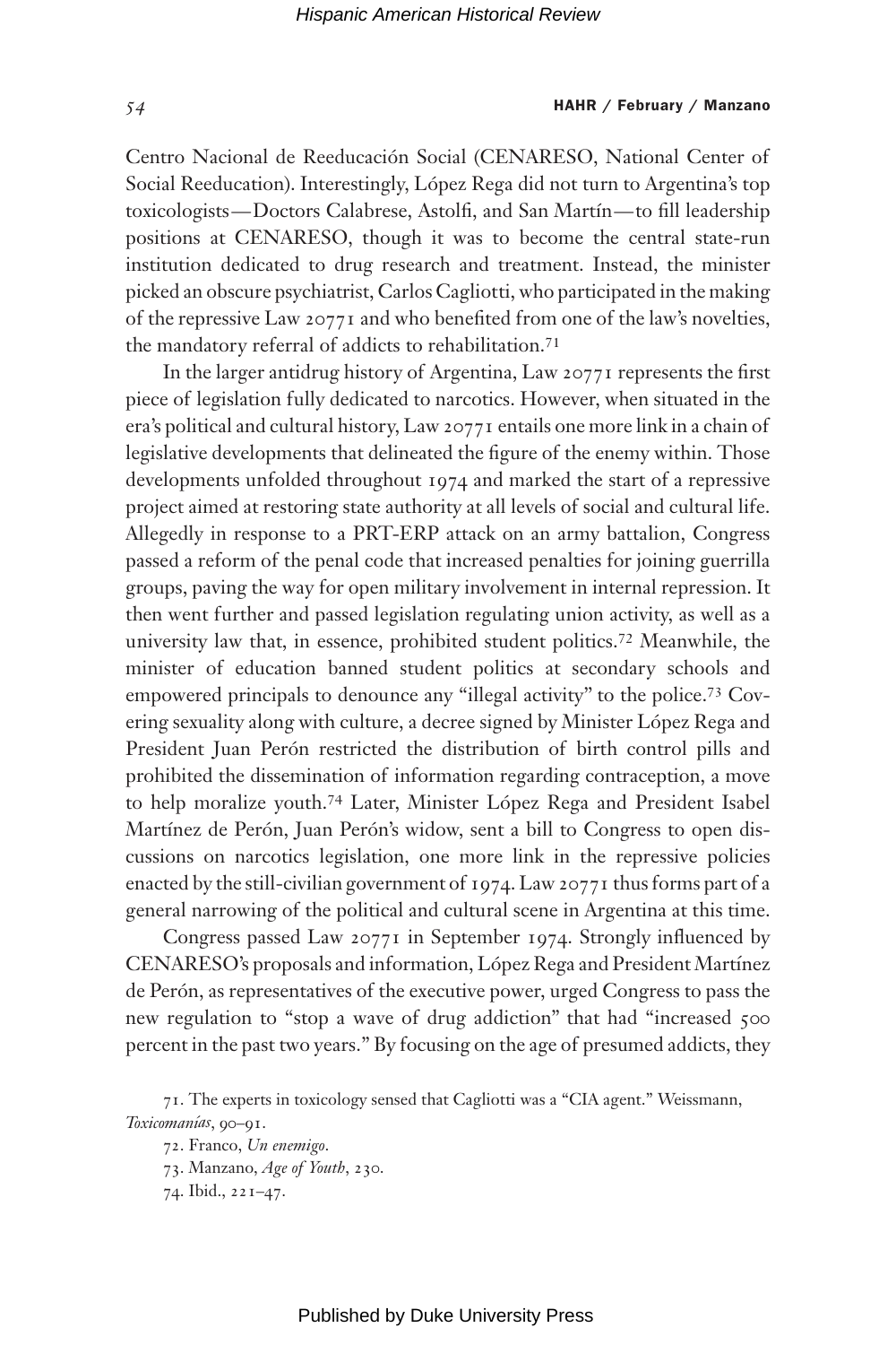Centro Nacional de Reeducación Social (CENARESO, National Center of Social Reeducation). Interestingly, López Rega did not turn to Argentina's top toxicologists—Doctors Calabrese, Astolfi, and San Martín—to fill leadership positions at CENARESO, though it was to become the central state-run institution dedicated to drug research and treatment. Instead, the minister picked an obscure psychiatrist, Carlos Cagliotti, who participated in the making of the repressive Law 20771 and who benefited from one of the law's novelties, the mandatory referral of addicts to rehabilitation.[71]

In the larger antidrug history of Argentina, Law 20771 represents the first piece of legislation fully dedicated to narcotics. However, when situated in the era's political and cultural history, Law 20771 entails one more link in a chain of legislative developments that delineated the figure of the enemy within. Those developments unfolded throughout 1974 and marked the start of a repressive project aimed at restoring state authority at all levels of social and cultural life. Allegedly in response to a PRT-ERP attack on an army battalion, Congress passed a reform of the penal code that increased penalties for joining guerrilla groups, paving the way for open military involvement in internal repression. It then went further and passed legislation regulating union activity, as well as a university law that, in essence, prohibited student politics.[72] Meanwhile, the minister of education banned student politics at secondary schools and empowered principals to denounce any "illegal activity" to the police.[73] Covering sexuality along with culture, a decree signed by Minister López Rega and President Juan Perón restricted the distribution of birth control pills and prohibited the dissemination of information regarding contraception, a move to help moralize youth.[74] Later, Minister López Rega and President Isabel Martínez de Perón, Juan Perón's widow, sent a bill to Congress to open discussions on narcotics legislation, one more link in the repressive policies enacted by the still-civilian government of 1974. Law 20771 thus forms part of a general narrowing of the political and cultural scene in Argentina at this time.

Congress passed Law 20771 in September 1974. Strongly influenced by CENARESO's proposals and information, López Rega and President Martínez de Perón, as representatives of the executive power, urged Congress to pass the new regulation to "stop a wave of drug addiction" that had "increased 500 percent in the past two years." By focusing on the age of presumed addicts, they

71. The experts in toxicology sensed that Cagliotti was a "CIA agent." Weissmann, *Toxicomanías*, 90–91.

72. Franco, *Un enemigo*.

73. Manzano, *Age of Youth*, 230.

74. Ibid., 221–47.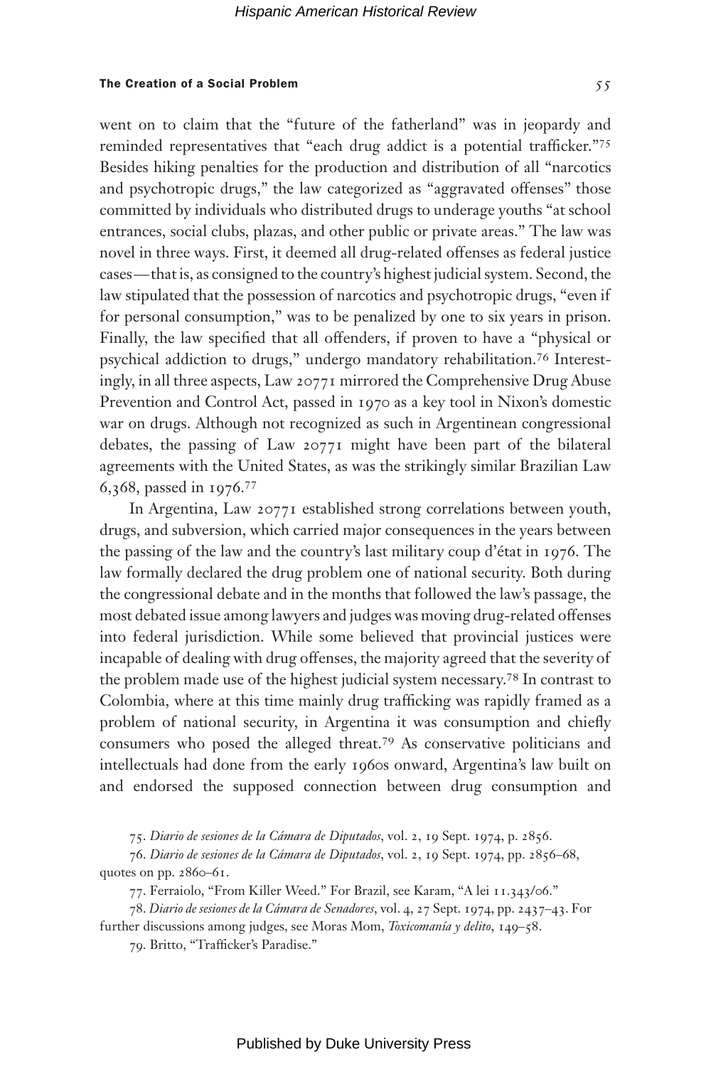went on to claim that the "future of the fatherland" was in jeopardy and reminded representatives that "each drug addict is a potential trafficker."[75] Besides hiking penalties for the production and distribution of all "narcotics and psychotropic drugs," the law categorized as "aggravated offenses" those committed by individuals who distributed drugs to underage youths "at school entrances, social clubs, plazas, and other public or private areas." The law was novel in three ways. First, it deemed all drug-related offenses as federal justice cases—that is, as consigned to the country's highest judicial system. Second, the law stipulated that the possession of narcotics and psychotropic drugs, "even if for personal consumption," was to be penalized by one to six years in prison. Finally, the law specified that all offenders, if proven to have a "physical or psychical addiction to drugs," undergo mandatory rehabilitation.[76] Interestingly, in all three aspects, Law 20771 mirrored the Comprehensive Drug Abuse Prevention and Control Act, passed in 1970 as a key tool in Nixon's domestic war on drugs. Although not recognized as such in Argentinean congressional debates, the passing of Law 20771 might have been part of the bilateral agreements with the United States, as was the strikingly similar Brazilian Law 6,368, passed in 1976.[77]

In Argentina, Law 20771 established strong correlations between youth, drugs, and subversion, which carried major consequences in the years between the passing of the law and the country's last military coup d'état in 1976. The law formally declared the drug problem one of national security. Both during the congressional debate and in the months that followed the law's passage, the most debated issue among lawyers and judges was moving drug-related offenses into federal jurisdiction. While some believed that provincial justices were incapable of dealing with drug offenses, the majority agreed that the severity of the problem made use of the highest judicial system necessary.[78] In contrast to Colombia, where at this time mainly drug trafficking was rapidly framed as a problem of national security, in Argentina it was consumption and chiefly consumers who posed the alleged threat.[79] As conservative politicians and intellectuals had done from the early 1960s onward, Argentina's law built on and endorsed the supposed connection between drug consumption and

75. *Diario de sesiones de la Cámara de Diputados*, vol. 2, 19 Sept. 1974, p. 2856.

76. *Diario de sesiones de la Cámara de Diputados*, vol. 2, 19 Sept. 1974, pp. 2856–68, quotes on pp. 2860–61.

77. Ferraiolo, "From Killer Weed." For Brazil, see Karam, "A lei 11.343/06."

78. *Diario de sesiones de la Cámara de Senadores*, vol. 4, 27 Sept. 1974, pp. 2437–43. For further discussions among judges, see Moras Mom, *Toxicomanía y delito*, 149–58.

79. Britto, "Trafficker's Paradise."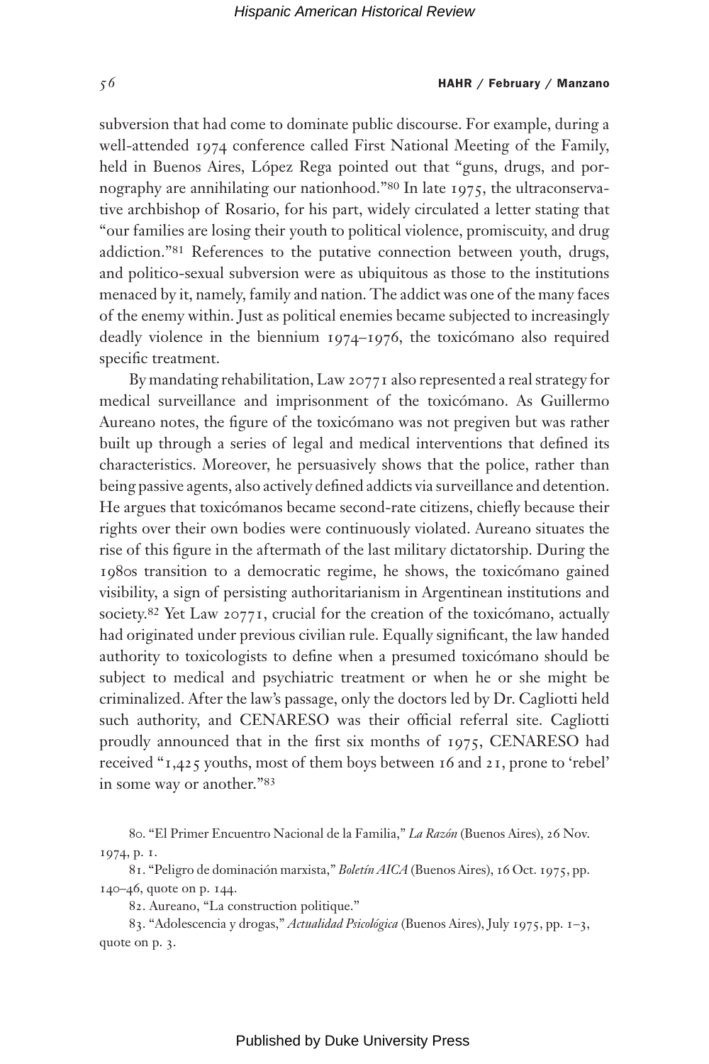subversion that had come to dominate public discourse. For example, during a well-attended 1974 conference called First National Meeting of the Family, held in Buenos Aires, López Rega pointed out that "guns, drugs, and pornography are annihilating our nationhood."[80] In late 1975, the ultraconservative archbishop of Rosario, for his part, widely circulated a letter stating that "our families are losing their youth to political violence, promiscuity, and drug addiction."[81] References to the putative connection between youth, drugs, and politico-sexual subversion were as ubiquitous as those to the institutions menaced by it, namely, family and nation. The addict was one of the many faces of the enemy within. Just as political enemies became subjected to increasingly deadly violence in the biennium 1974–1976, the toxicómano also required specific treatment.

By mandating rehabilitation, Law 20771 also represented a real strategy for medical surveillance and imprisonment of the toxicómano. As Guillermo Aureano notes, the figure of the toxicómano was not pregiven but was rather built up through a series of legal and medical interventions that defined its characteristics. Moreover, he persuasively shows that the police, rather than being passive agents, also actively defined addicts via surveillance and detention. He argues that toxicómanos became second-rate citizens, chiefly because their rights over their own bodies were continuously violated. Aureano situates the rise of this figure in the aftermath of the last military dictatorship. During the 1980s transition to a democratic regime, he shows, the toxicómano gained visibility, a sign of persisting authoritarianism in Argentinean institutions and society.[82] Yet Law 20771, crucial for the creation of the toxicómano, actually had originated under previous civilian rule. Equally significant, the law handed authority to toxicologists to define when a presumed toxicómano should be subject to medical and psychiatric treatment or when he or she might be criminalized. After the law's passage, only the doctors led by Dr. Cagliotti held such authority, and CENARESO was their official referral site. Cagliotti proudly announced that in the first six months of 1975, CENARESO had received "1,425 youths, most of them boys between 16 and 21, prone to 'rebel' in some way or another."[83]

80. "El Primer Encuentro Nacional de la Familia," *La Razón* (Buenos Aires), 26 Nov. 1974, p. 1.

81. "Peligro de dominación marxista," *Boletín AICA* (Buenos Aires), 16 Oct. 1975, pp. 140–46, quote on p. 144.

82. Aureano, "La construction politique."

83. "Adolescencia y drogas," *Actualidad Psicológica* (Buenos Aires), July 1975, pp. 1–3, quote on p. 3.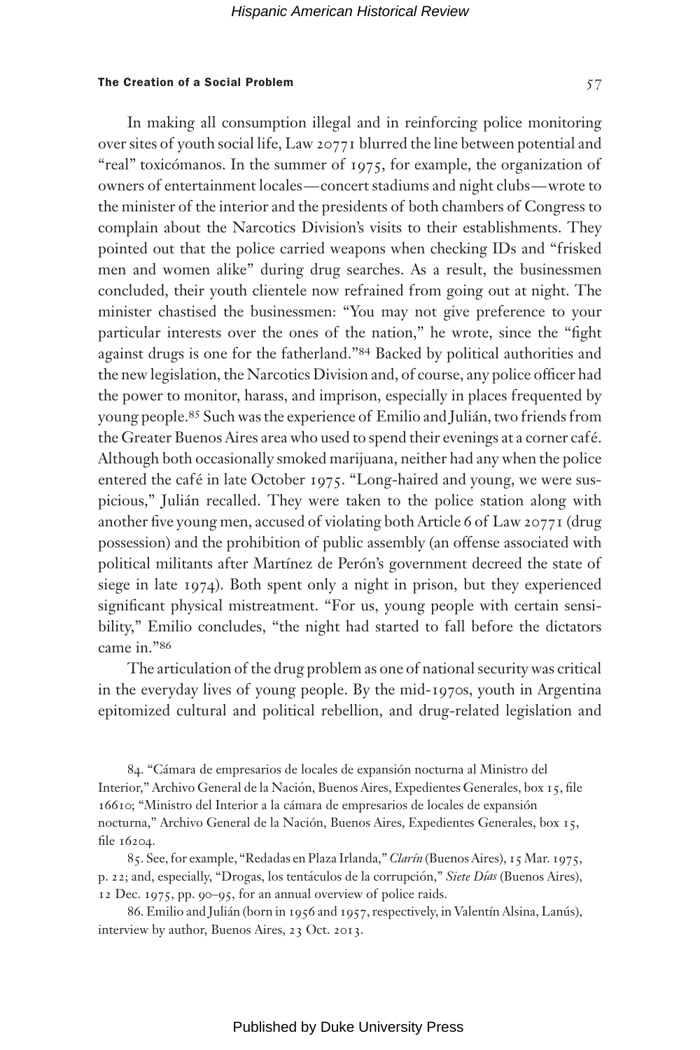In making all consumption illegal and in reinforcing police monitoring over sites of youth social life, Law 20771 blurred the line between potential and "real" toxicómanos. In the summer of 1975, for example, the organization of owners of entertainment locales — concert stadiums and night clubs — wrote to the minister of the interior and the presidents of both chambers of Congress to complain about the Narcotics Division's visits to their establishments. They pointed out that the police carried weapons when checking IDs and "frisked men and women alike" during drug searches. As a result, the businessmen concluded, their youth clientele now refrained from going out at night. The minister chastised the businessmen: "You may not give preference to your particular interests over the ones of the nation," he wrote, since the "fight against drugs is one for the fatherland."[84] Backed by political authorities and the new legislation, the Narcotics Division and, of course, any police officer had the power to monitor, harass, and imprison, especially in places frequented by young people.[85] Such was the experience of Emilio and Julián, two friends from the Greater Buenos Aires area who used to spend their evenings at a corner café. Although both occasionally smoked marijuana, neither had any when the police entered the café in late October 1975. "Long-haired and young, we were suspicious," Julián recalled. They were taken to the police station along with another five young men, accused of violating both Article 6 of Law 20771 (drug possession) and the prohibition of public assembly (an offense associated with political militants after Martínez de Perón's government decreed the state of siege in late 1974). Both spent only a night in prison, but they experienced significant physical mistreatment. "For us, young people with certain sensibility," Emilio concludes, "the night had started to fall before the dictators came in."[86]

The articulation of the drug problem as one of national security was critical in the everyday lives of young people. By the mid-1970s, youth in Argentina epitomized cultural and political rebellion, and drug-related legislation and

84. "Cámara de empresarios de locales de expansión nocturna al Ministro del Interior," Archivo General de la Nación, Buenos Aires, Expedientes Generales, box 15, file 16610; "Ministro del Interior a la cámara de empresarios de locales de expansión nocturna," Archivo General de la Nación, Buenos Aires, Expedientes Generales, box 15, file 16204.

85. See, for example, "Redadas en Plaza Irlanda," *Clarín* (Buenos Aires), 15 Mar. 1975, p. 22; and, especially, "Drogas, los tentáculos de la corrupción," *Siete Días* (Buenos Aires), 12 Dec. 1975, pp. 90–95, for an annual overview of police raids.

86. Emilio and Julián (born in 1956 and 1957, respectively, in Valentín Alsina, Lanús), interview by author, Buenos Aires, 23 Oct. 2013.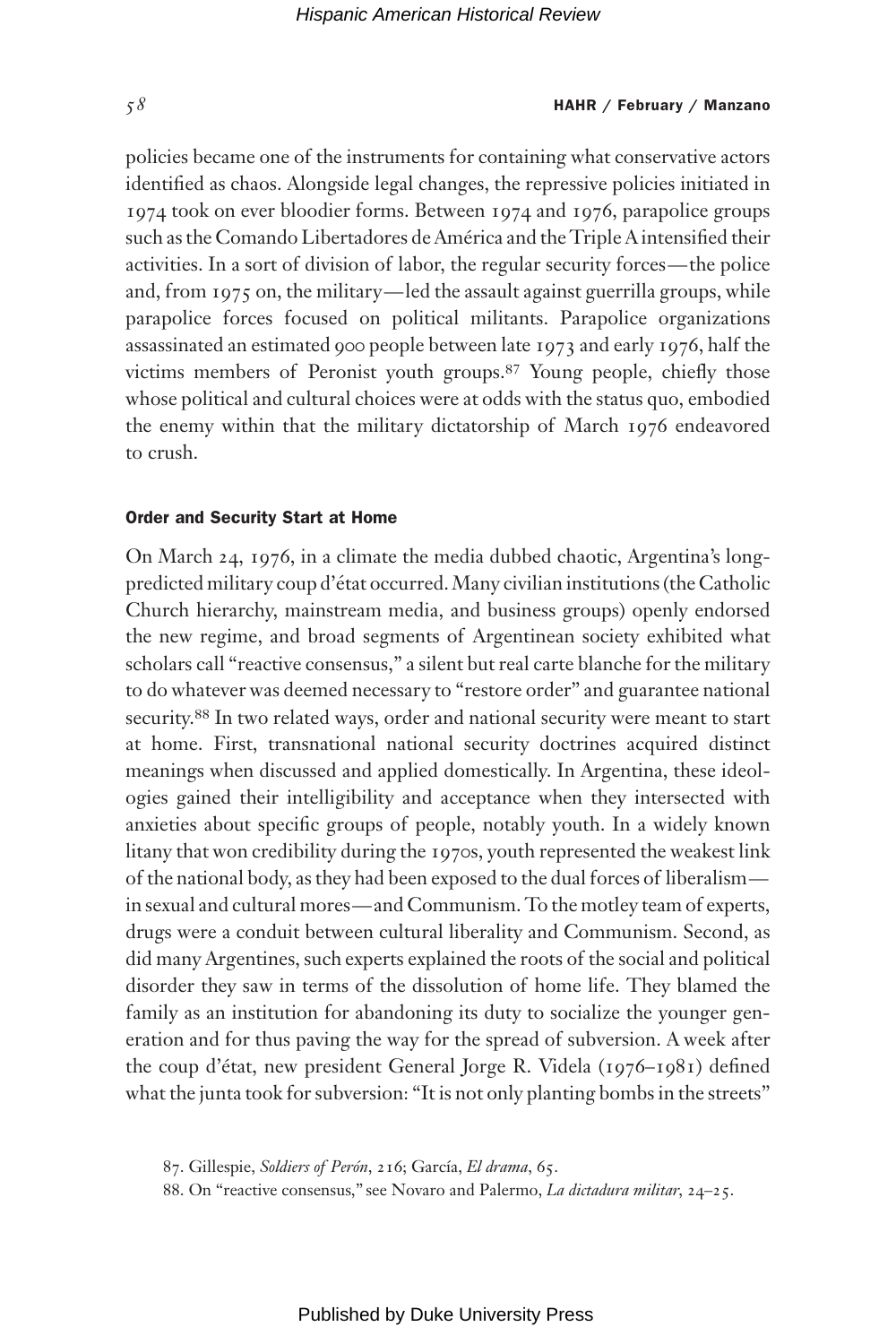policies became one of the instruments for containing what conservative actors identified as chaos. Alongside legal changes, the repressive policies initiated in 1974 took on ever bloodier forms. Between 1974 and 1976, parapolice groups such as the Comando Libertadores de América and the Triple A intensified their activities. In a sort of division of labor, the regular security forces—the police and, from 1975 on, the military—led the assault against guerrilla groups, while parapolice forces focused on political militants. Parapolice organizations assassinated an estimated 900 people between late 1973 and early 1976, half the victims members of Peronist youth groups.[87] Young people, chiefly those whose political and cultural choices were at odds with the status quo, embodied the enemy within that the military dictatorship of March 1976 endeavored to crush.

### Order and Security Start at Home

On March 24, 1976, in a climate the media dubbed chaotic, Argentina's long-predicted military coup d'état occurred. Many civilian institutions (the Catholic Church hierarchy, mainstream media, and business groups) openly endorsed the new regime, and broad segments of Argentinean society exhibited what scholars call "reactive consensus," a silent but real carte blanche for the military to do whatever was deemed necessary to "restore order" and guarantee national security.[88] In two related ways, order and national security were meant to start at home. First, transnational national security doctrines acquired distinct meanings when discussed and applied domestically. In Argentina, these ideologies gained their intelligibility and acceptance when they intersected with anxieties about specific groups of people, notably youth. In a widely known litany that won credibility during the 1970s, youth represented the weakest link of the national body, as they had been exposed to the dual forces of liberalism—in sexual and cultural mores—and Communism. To the motley team of experts, drugs were a conduit between cultural liberality and Communism. Second, as did many Argentines, such experts explained the roots of the social and political disorder they saw in terms of the dissolution of home life. They blamed the family as an institution for abandoning its duty to socialize the younger generation and for thus paving the way for the spread of subversion. A week after the coup d'état, new president General Jorge R. Videla (1976–1981) defined what the junta took for subversion: "It is not only planting bombs in the streets"

87. Gillespie, *Soldiers of Perón*, 216; García, *El drama*, 65.

88. On "reactive consensus," see Novaro and Palermo, *La dictadura militar*, 24–25.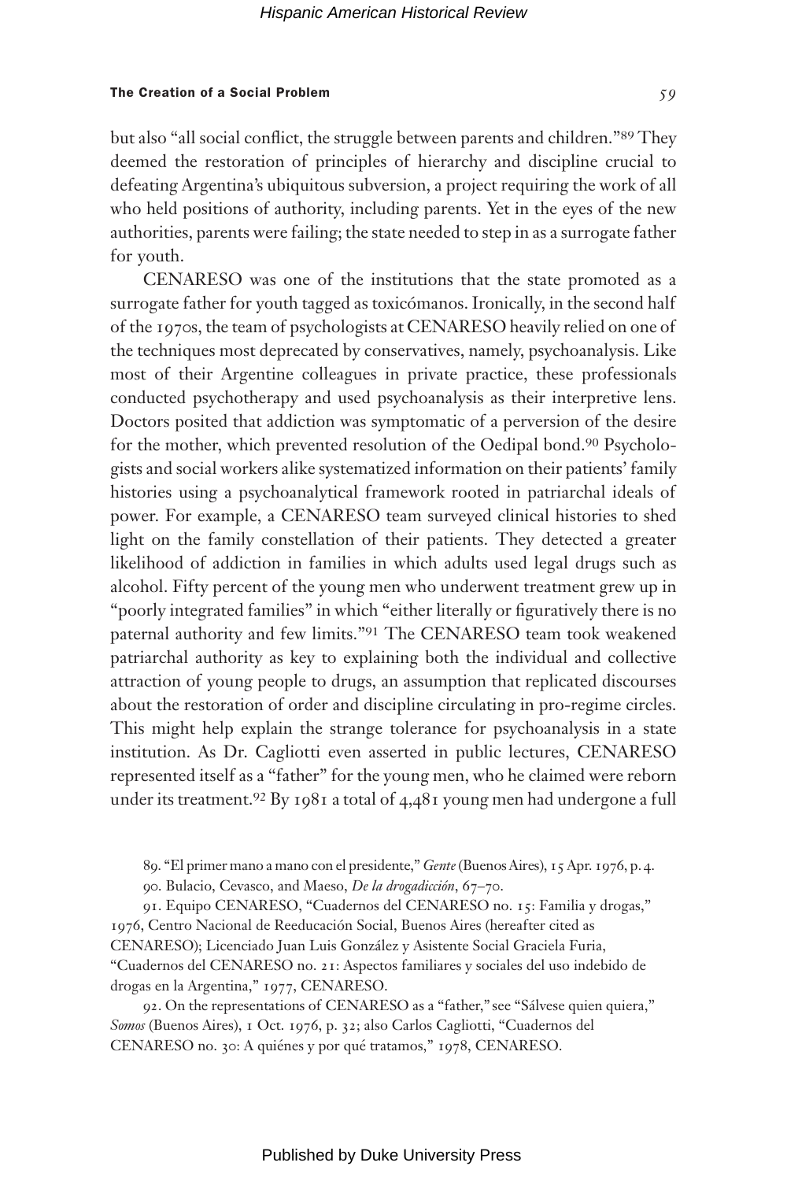but also "all social conflict, the struggle between parents and children."[89] They deemed the restoration of principles of hierarchy and discipline crucial to defeating Argentina's ubiquitous subversion, a project requiring the work of all who held positions of authority, including parents. Yet in the eyes of the new authorities, parents were failing; the state needed to step in as a surrogate father for youth.

CENARESO was one of the institutions that the state promoted as a surrogate father for youth tagged as toxicómanos. Ironically, in the second half of the 1970s, the team of psychologists at CENARESO heavily relied on one of the techniques most deprecated by conservatives, namely, psychoanalysis. Like most of their Argentine colleagues in private practice, these professionals conducted psychotherapy and used psychoanalysis as their interpretive lens. Doctors posited that addiction was symptomatic of a perversion of the desire for the mother, which prevented resolution of the Oedipal bond.[90] Psychologists and social workers alike systematized information on their patients' family histories using a psychoanalytical framework rooted in patriarchal ideals of power. For example, a CENARESO team surveyed clinical histories to shed light on the family constellation of their patients. They detected a greater likelihood of addiction in families in which adults used legal drugs such as alcohol. Fifty percent of the young men who underwent treatment grew up in "poorly integrated families" in which "either literally or figuratively there is no paternal authority and few limits."[91] The CENARESO team took weakened patriarchal authority as key to explaining both the individual and collective attraction of young people to drugs, an assumption that replicated discourses about the restoration of order and discipline circulating in pro-regime circles. This might help explain the strange tolerance for psychoanalysis in a state institution. As Dr. Cagliotti even asserted in public lectures, CENARESO represented itself as a "father" for the young men, who he claimed were reborn under its treatment.[92] By 1981 a total of 4,481 young men had undergone a full

89. "El primer mano a mano con el presidente," *Gente* (Buenos Aires), 15 Apr. 1976, p. 4.

90. Bulacio, Cevasco, and Maeso, *De la drogadicción*, 67–70.

91. Equipo CENARESO, "Cuadernos del CENARESO no. 15: Familia y drogas," 1976, Centro Nacional de Reeducación Social, Buenos Aires (hereafter cited as CENARESO); Licenciado Juan Luis González y Asistente Social Graciela Furia, "Cuadernos del CENARESO no. 21: Aspectos familiares y sociales del uso indebido de drogas en la Argentina," 1977, CENARESO.

92. On the representations of CENARESO as a "father," see "Sálvese quien quiera," *Somos* (Buenos Aires), 1 Oct. 1976, p. 32; also Carlos Cagliotti, "Cuadernos del CENARESO no. 30: A quiénes y por qué tratamos," 1978, CENARESO.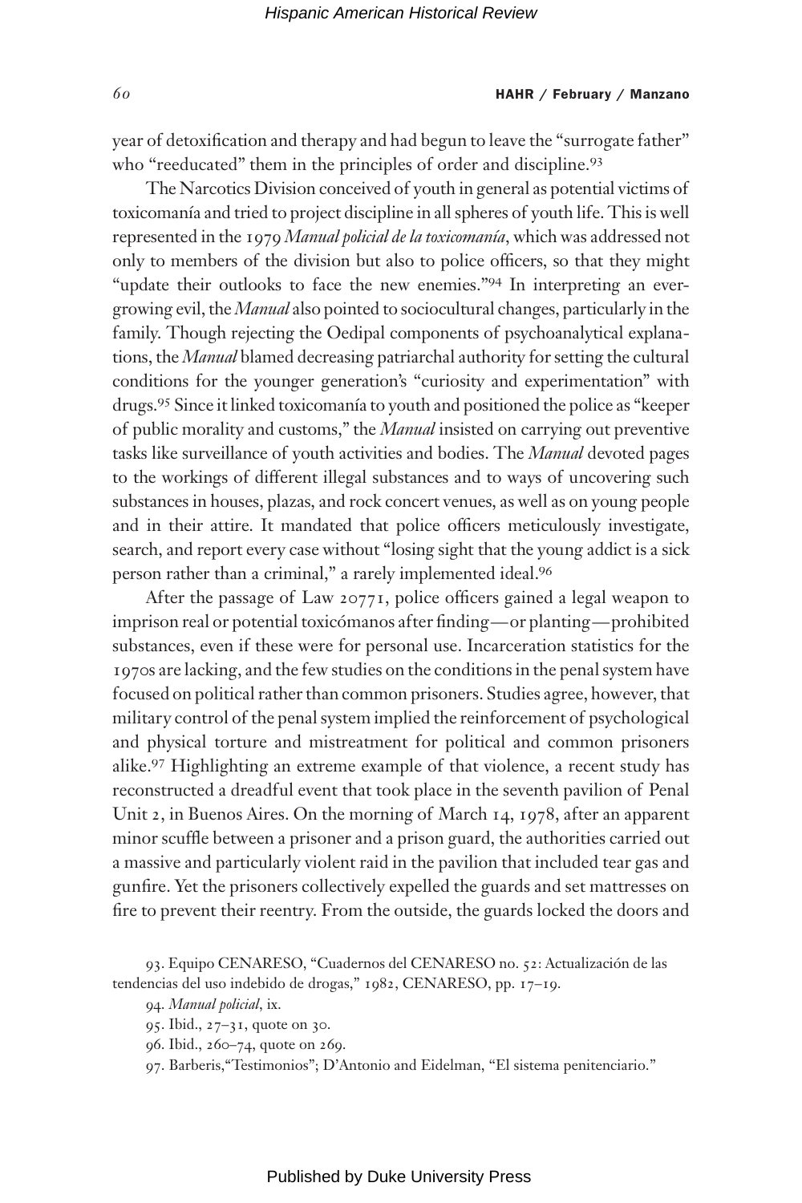year of detoxification and therapy and had begun to leave the "surrogate father" who "reeducated" them in the principles of order and discipline.[93]

The Narcotics Division conceived of youth in general as potential victims of toxicomanía and tried to project discipline in all spheres of youth life. This is well represented in the 1979 *Manual policial de la toxicomanía*, which was addressed not only to members of the division but also to police officers, so that they might "update their outlooks to face the new enemies."[94] In interpreting an ever-growing evil, the *Manual* also pointed to sociocultural changes, particularly in the family. Though rejecting the Oedipal components of psychoanalytical explanations, the *Manual* blamed decreasing patriarchal authority for setting the cultural conditions for the younger generation's "curiosity and experimentation" with drugs.[95] Since it linked toxicomanía to youth and positioned the police as "keeper of public morality and customs," the *Manual* insisted on carrying out preventive tasks like surveillance of youth activities and bodies. The *Manual* devoted pages to the workings of different illegal substances and to ways of uncovering such substances in houses, plazas, and rock concert venues, as well as on young people and in their attire. It mandated that police officers meticulously investigate, search, and report every case without "losing sight that the young addict is a sick person rather than a criminal," a rarely implemented ideal.[96]

After the passage of Law 20771, police officers gained a legal weapon to imprison real or potential toxicómanos after finding—or planting—prohibited substances, even if these were for personal use. Incarceration statistics for the 1970s are lacking, and the few studies on the conditions in the penal system have focused on political rather than common prisoners. Studies agree, however, that military control of the penal system implied the reinforcement of psychological and physical torture and mistreatment for political and common prisoners alike.[97] Highlighting an extreme example of that violence, a recent study has reconstructed a dreadful event that took place in the seventh pavilion of Penal Unit 2, in Buenos Aires. On the morning of March 14, 1978, after an apparent minor scuffle between a prisoner and a prison guard, the authorities carried out a massive and particularly violent raid in the pavilion that included tear gas and gunfire. Yet the prisoners collectively expelled the guards and set mattresses on fire to prevent their reentry. From the outside, the guards locked the doors and

93. Equipo CENARESO, "Cuadernos del CENARESO no. 52: Actualización de las tendencias del uso indebido de drogas," 1982, CENARESO, pp. 17–19.

94. *Manual policial*, ix.

95. Ibid., 27–31, quote on 30.

96. Ibid., 260–74, quote on 269.

97. Barberis,"Testimonios"; D'Antonio and Eidelman, "El sistema penitenciario."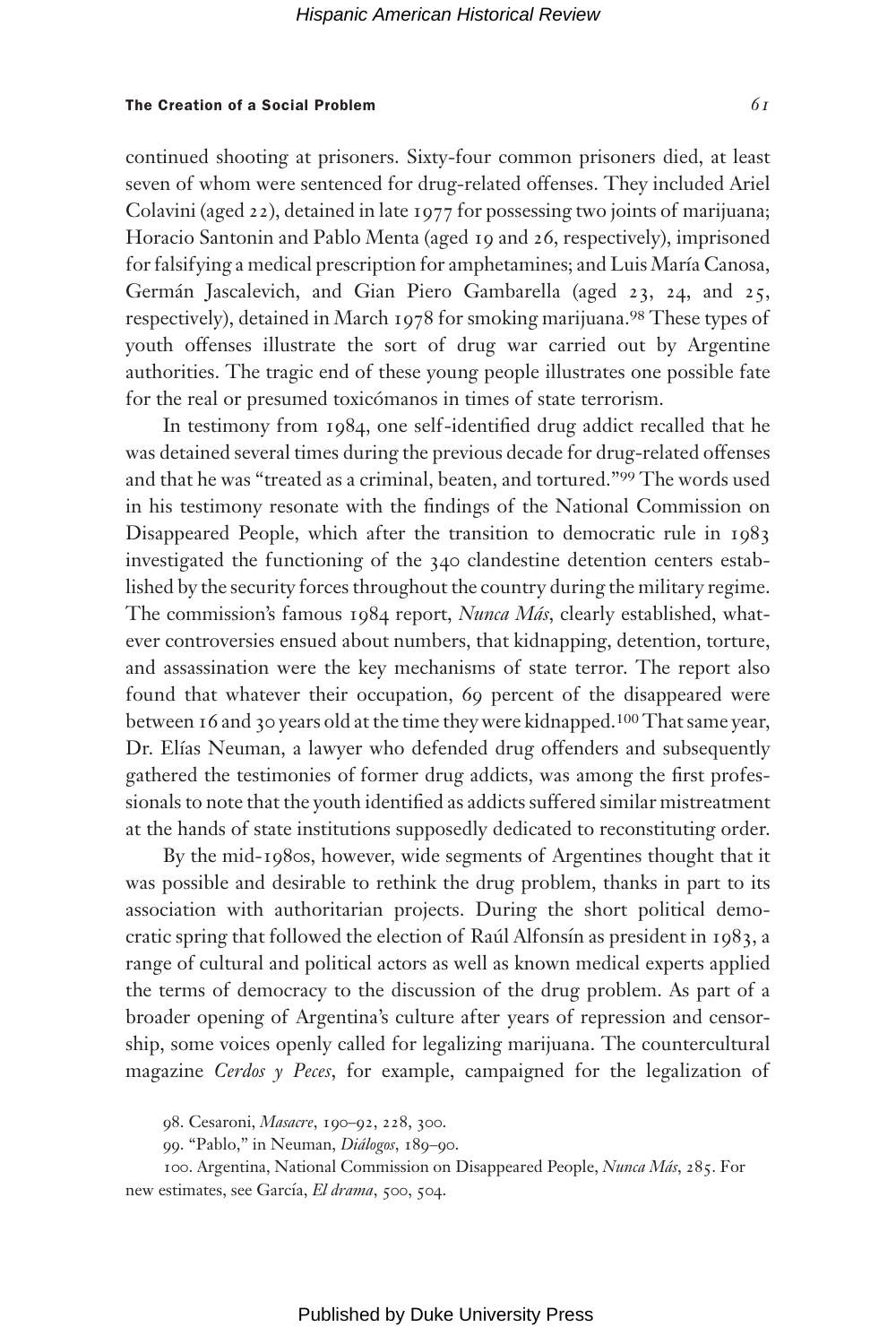continued shooting at prisoners. Sixty-four common prisoners died, at least seven of whom were sentenced for drug-related offenses. They included Ariel Colavini (aged 22), detained in late 1977 for possessing two joints of marijuana; Horacio Santonin and Pablo Menta (aged 19 and 26, respectively), imprisoned for falsifying a medical prescription for amphetamines; and Luis María Canosa, Germán Jascalevich, and Gian Piero Gambarella (aged 23, 24, and 25, respectively), detained in March 1978 for smoking marijuana.[98] These types of youth offenses illustrate the sort of drug war carried out by Argentine authorities. The tragic end of these young people illustrates one possible fate for the real or presumed toxicómanos in times of state terrorism.

In testimony from 1984, one self-identified drug addict recalled that he was detained several times during the previous decade for drug-related offenses and that he was "treated as a criminal, beaten, and tortured."[99] The words used in his testimony resonate with the findings of the National Commission on Disappeared People, which after the transition to democratic rule in 1983 investigated the functioning of the 340 clandestine detention centers established by the security forces throughout the country during the military regime. The commission's famous 1984 report, *Nunca Más*, clearly established, whatever controversies ensued about numbers, that kidnapping, detention, torture, and assassination were the key mechanisms of state terror. The report also found that whatever their occupation, 69 percent of the disappeared were between 16 and 30 years old at the time they were kidnapped.[100] That same year, Dr. Elías Neuman, a lawyer who defended drug offenders and subsequently gathered the testimonies of former drug addicts, was among the first professionals to note that the youth identified as addicts suffered similar mistreatment at the hands of state institutions supposedly dedicated to reconstituting order.

By the mid-1980s, however, wide segments of Argentines thought that it was possible and desirable to rethink the drug problem, thanks in part to its association with authoritarian projects. During the short political democratic spring that followed the election of Raúl Alfonsín as president in 1983, a range of cultural and political actors as well as known medical experts applied the terms of democracy to the discussion of the drug problem. As part of a broader opening of Argentina's culture after years of repression and censorship, some voices openly called for legalizing marijuana. The countercultural magazine *Cerdos y Peces*, for example, campaigned for the legalization of

98. Cesaroni, *Masacre*, 190–92, 228, 300.

99. "Pablo," in Neuman, *Diálogos*, 189–90.

100. Argentina, National Commission on Disappeared People, *Nunca Más*, 285. For new estimates, see García, *El drama*, 500, 504.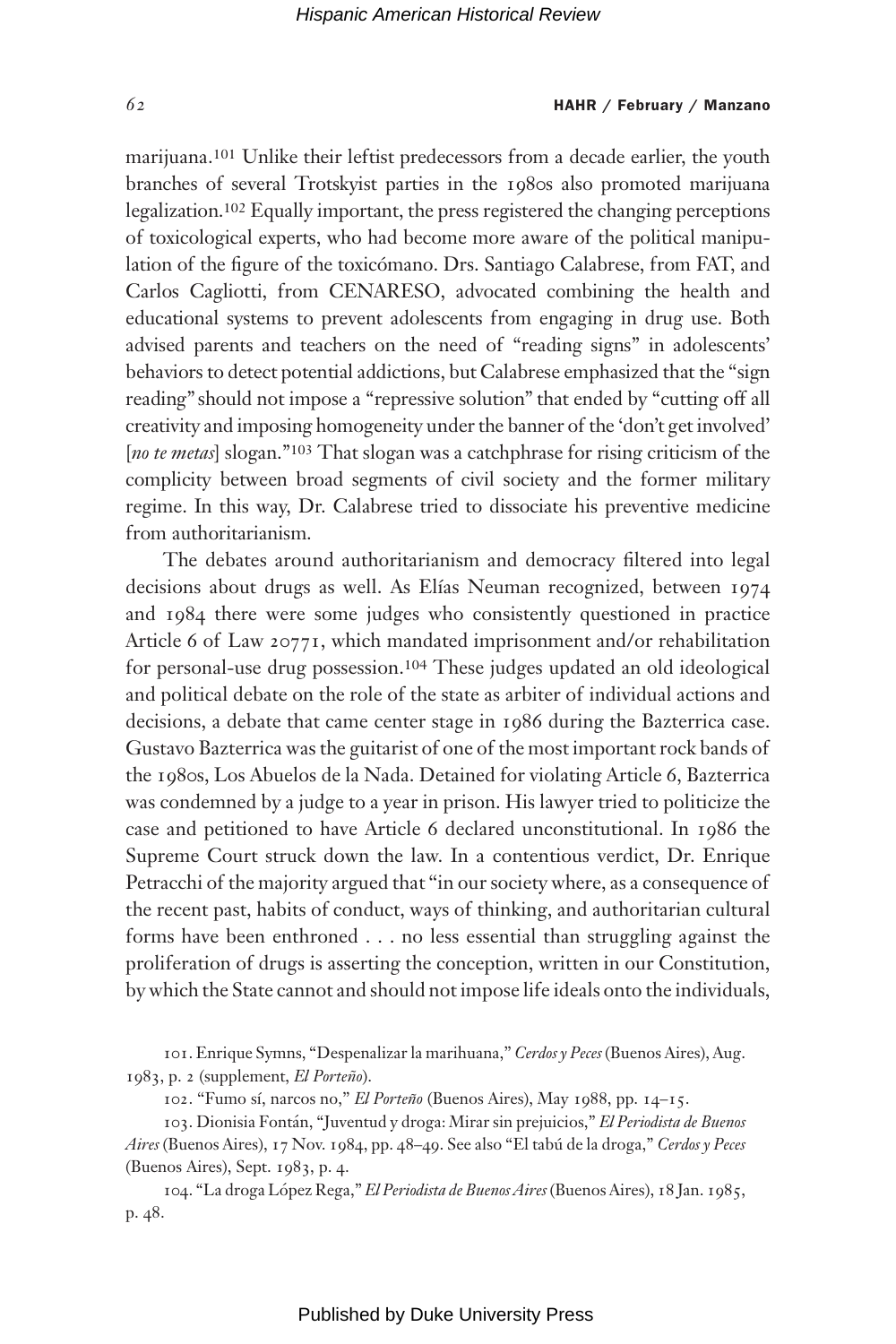marijuana.[101] Unlike their leftist predecessors from a decade earlier, the youth branches of several Trotskyist parties in the 1980s also promoted marijuana legalization.[102] Equally important, the press registered the changing perceptions of toxicological experts, who had become more aware of the political manipulation of the figure of the toxicómano. Drs. Santiago Calabrese, from FAT, and Carlos Cagliotti, from CENARESO, advocated combining the health and educational systems to prevent adolescents from engaging in drug use. Both advised parents and teachers on the need of "reading signs" in adolescents' behaviors to detect potential addictions, but Calabrese emphasized that the "sign reading" should not impose a "repressive solution" that ended by "cutting off all creativity and imposing homogeneity under the banner of the 'don't get involved' [*no te metas*] slogan."[103] That slogan was a catchphrase for rising criticism of the complicity between broad segments of civil society and the former military regime. In this way, Dr. Calabrese tried to dissociate his preventive medicine from authoritarianism.

The debates around authoritarianism and democracy filtered into legal decisions about drugs as well. As Elías Neuman recognized, between 1974 and 1984 there were some judges who consistently questioned in practice Article 6 of Law 20771, which mandated imprisonment and/or rehabilitation for personal-use drug possession.[104] These judges updated an old ideological and political debate on the role of the state as arbiter of individual actions and decisions, a debate that came center stage in 1986 during the Bazterrica case. Gustavo Bazterrica was the guitarist of one of the most important rock bands of the 1980s, Los Abuelos de la Nada. Detained for violating Article 6, Bazterrica was condemned by a judge to a year in prison. His lawyer tried to politicize the case and petitioned to have Article 6 declared unconstitutional. In 1986 the Supreme Court struck down the law. In a contentious verdict, Dr. Enrique Petracchi of the majority argued that "in our society where, as a consequence of the recent past, habits of conduct, ways of thinking, and authoritarian cultural forms have been enthroned . . . no less essential than struggling against the proliferation of drugs is asserting the conception, written in our Constitution, by which the State cannot and should not impose life ideals onto the individuals,

101. Enrique Symns, "Despenalizar la marihuana," *Cerdos y Peces* (Buenos Aires), Aug. 1983, p. 2 (supplement, *El Porteño*).

102. "Fumo sí, narcos no," *El Porteño* (Buenos Aires), May 1988, pp. 14–15.

103. Dionisia Fontán, "Juventud y droga: Mirar sin prejuicios," *El Periodista de Buenos Aires* (Buenos Aires), 17 Nov. 1984, pp. 48–49. See also "El tabú de la droga," *Cerdos y Peces* (Buenos Aires), Sept. 1983, p. 4.

104. "La droga López Rega," *El Periodista de Buenos Aires* (Buenos Aires), 18 Jan. 1985, p. 48.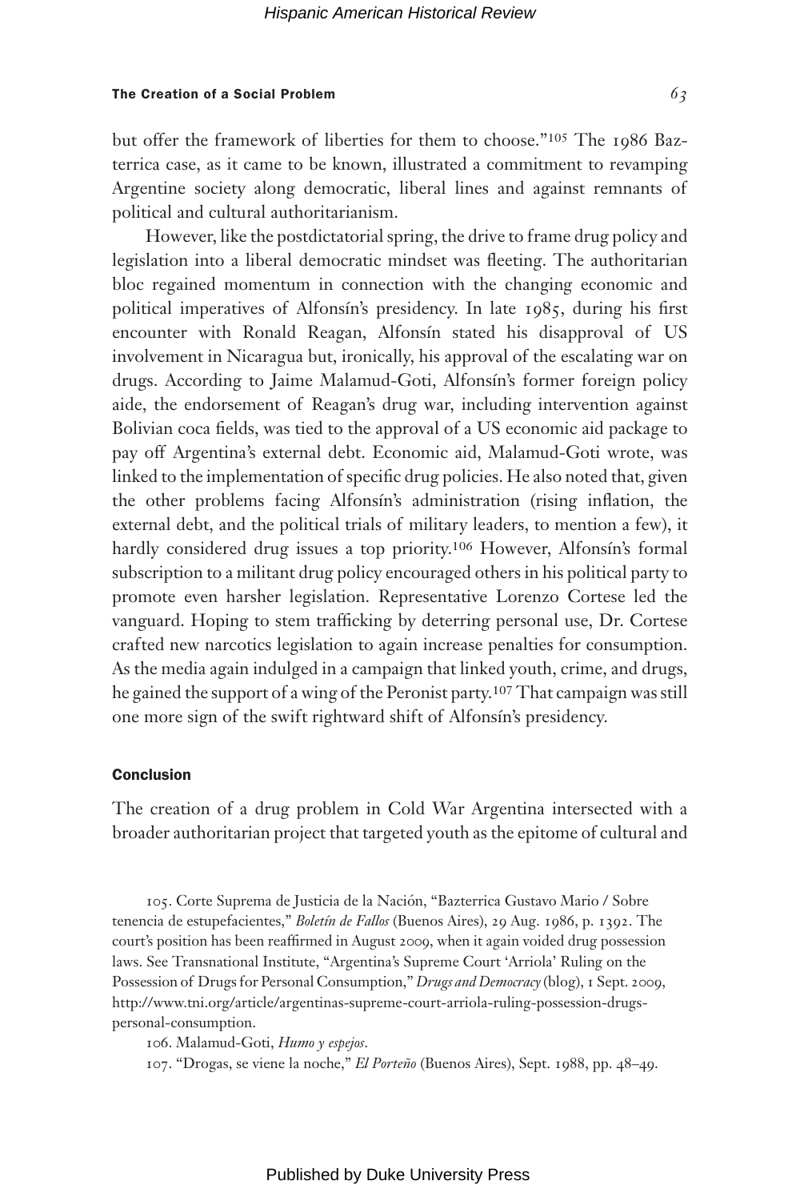but offer the framework of liberties for them to choose."[105] The 1986 Bazterrica case, as it came to be known, illustrated a commitment to revamping Argentine society along democratic, liberal lines and against remnants of political and cultural authoritarianism.

However, like the postdictatorial spring, the drive to frame drug policy and legislation into a liberal democratic mindset was fleeting. The authoritarian bloc regained momentum in connection with the changing economic and political imperatives of Alfonsín's presidency. In late 1985, during his first encounter with Ronald Reagan, Alfonsín stated his disapproval of US involvement in Nicaragua but, ironically, his approval of the escalating war on drugs. According to Jaime Malamud-Goti, Alfonsín's former foreign policy aide, the endorsement of Reagan's drug war, including intervention against Bolivian coca fields, was tied to the approval of a US economic aid package to pay off Argentina's external debt. Economic aid, Malamud-Goti wrote, was linked to the implementation of specific drug policies. He also noted that, given the other problems facing Alfonsín's administration (rising inflation, the external debt, and the political trials of military leaders, to mention a few), it hardly considered drug issues a top priority.[106] However, Alfonsín's formal subscription to a militant drug policy encouraged others in his political party to promote even harsher legislation. Representative Lorenzo Cortese led the vanguard. Hoping to stem trafficking by deterring personal use, Dr. Cortese crafted new narcotics legislation to again increase penalties for consumption. As the media again indulged in a campaign that linked youth, crime, and drugs, he gained the support of a wing of the Peronist party.[107] That campaign was still one more sign of the swift rightward shift of Alfonsín's presidency.

## Conclusion

The creation of a drug problem in Cold War Argentina intersected with a broader authoritarian project that targeted youth as the epitome of cultural and

105. Corte Suprema de Justicia de la Nación, "Bazterrica Gustavo Mario / Sobre tenencia de estupefacientes," *Boletín de Fallos* (Buenos Aires), 29 Aug. 1986, p. 1392. The court's position has been reaffirmed in August 2009, when it again voided drug possession laws. See Transnational Institute, "Argentina's Supreme Court 'Arriola' Ruling on the Possession of Drugs for Personal Consumption," *Drugs and Democracy* (blog), 1 Sept. 2009, http://www.tni.org/article/argentinas-supreme-court-arriola-ruling-possession-drugs-personal-consumption.

106. Malamud-Goti, *Humo y espejos*.

107. "Drogas, se viene la noche," *El Porteño* (Buenos Aires), Sept. 1988, pp. 48–49.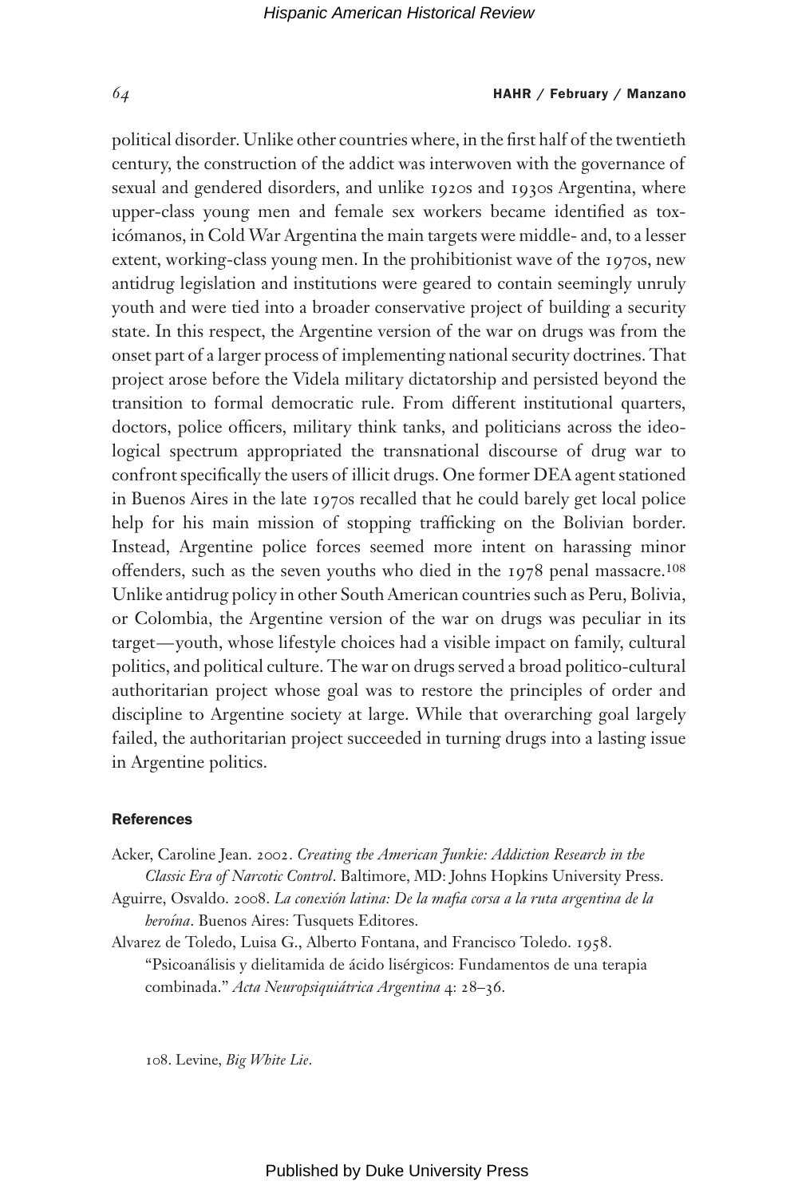political disorder. Unlike other countries where, in the first half of the twentieth century, the construction of the addict was interwoven with the governance of sexual and gendered disorders, and unlike 1920s and 1930s Argentina, where upper-class young men and female sex workers became identified as toxicómanos, in Cold War Argentina the main targets were middle- and, to a lesser extent, working-class young men. In the prohibitionist wave of the 1970s, new antidrug legislation and institutions were geared to contain seemingly unruly youth and were tied into a broader conservative project of building a security state. In this respect, the Argentine version of the war on drugs was from the onset part of a larger process of implementing national security doctrines. That project arose before the Videla military dictatorship and persisted beyond the transition to formal democratic rule. From different institutional quarters, doctors, police officers, military think tanks, and politicians across the ideological spectrum appropriated the transnational discourse of drug war to confront specifically the users of illicit drugs. One former DEA agent stationed in Buenos Aires in the late 1970s recalled that he could barely get local police help for his main mission of stopping trafficking on the Bolivian border. Instead, Argentine police forces seemed more intent on harassing minor offenders, such as the seven youths who died in the 1978 penal massacre.[108] Unlike antidrug policy in other South American countries such as Peru, Bolivia, or Colombia, the Argentine version of the war on drugs was peculiar in its target—youth, whose lifestyle choices had a visible impact on family, cultural politics, and political culture. The war on drugs served a broad politico-cultural authoritarian project whose goal was to restore the principles of order and discipline to Argentine society at large. While that overarching goal largely failed, the authoritarian project succeeded in turning drugs into a lasting issue in Argentine politics.

## References

Acker, Caroline Jean. 2002. *Creating the American Junkie: Addiction Research in the Classic Era of Narcotic Control*. Baltimore, MD: Johns Hopkins University Press.

Aguirre, Osvaldo. 2008. *La conexión latina: De la mafia corsa a la ruta argentina de la heroína*. Buenos Aires: Tusquets Editores.

Alvarez de Toledo, Luisa G., Alberto Fontana, and Francisco Toledo. 1958. "Psicoanálisis y dielitamida de ácido lisérgicos: Fundamentos de una terapia combinada." *Acta Neuropsiquiátrica Argentina* 4: 28–36.

108. Levine, *Big White Lie*.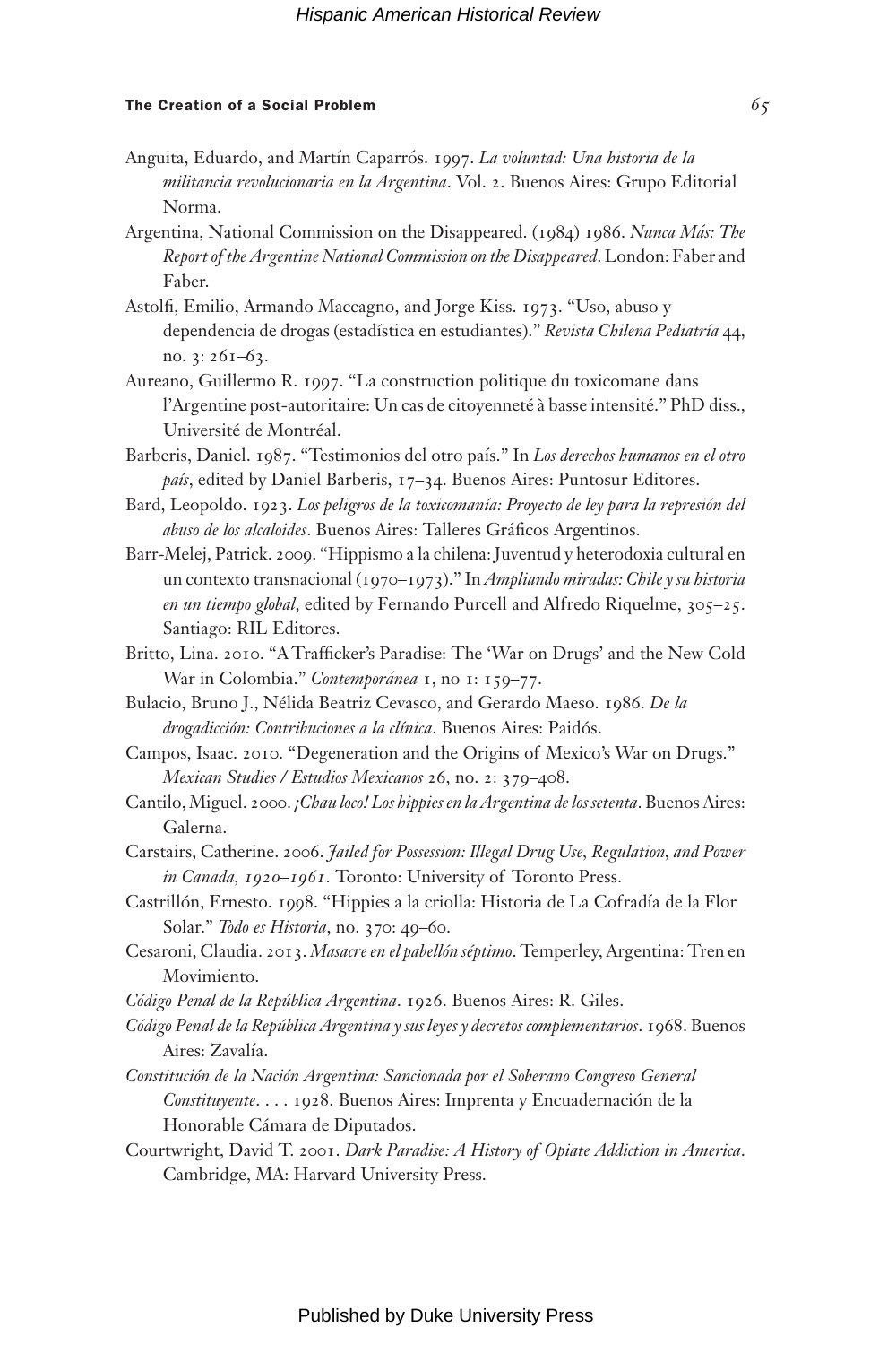Anguita, Eduardo, and Martín Caparrós. 1997. *La voluntad: Una historia de la militancia revolucionaria en la Argentina*. Vol. 2. Buenos Aires: Grupo Editorial Norma.

Argentina, National Commission on the Disappeared. (1984) 1986. *Nunca Más: The Report of the Argentine National Commission on the Disappeared*. London: Faber and Faber.

Astolfi, Emilio, Armando Maccagno, and Jorge Kiss. 1973. "Uso, abuso y dependencia de drogas (estadística en estudiantes)." *Revista Chilena Pediatría* 44, no. 3: 261–63.

Aureano, Guillermo R. 1997. "La construction politique du toxicomane dans l'Argentine post-autoritaire: Un cas de citoyenneté à basse intensité." PhD diss., Université de Montréal.

Barberis, Daniel. 1987. "Testimonios del otro país." In *Los derechos humanos en el otro país*, edited by Daniel Barberis, 17–34. Buenos Aires: Puntosur Editores.

Bard, Leopoldo. 1923. *Los peligros de la toxicomanía: Proyecto de ley para la represión del abuso de los alcaloides*. Buenos Aires: Talleres Gráficos Argentinos.

Barr-Melej, Patrick. 2009. "Hippismo a la chilena: Juventud y heterodoxia cultural en un contexto transnacional (1970–1973)." In *Ampliando miradas: Chile y su historia en un tiempo global*, edited by Fernando Purcell and Alfredo Riquelme, 305–25. Santiago: RIL Editores.

Britto, Lina. 2010. "A Trafficker's Paradise: The 'War on Drugs' and the New Cold War in Colombia." *Contemporánea* 1, no 1: 159–77.

Bulacio, Bruno J., Nélida Beatriz Cevasco, and Gerardo Maeso. 1986. *De la drogadicción: Contribuciones a la clínica*. Buenos Aires: Paidós.

Campos, Isaac. 2010. "Degeneration and the Origins of Mexico's War on Drugs." *Mexican Studies / Estudios Mexicanos* 26, no. 2: 379–408.

Cantilo, Miguel. 2000. *¡Chau loco! Los hippies en la Argentina de los setenta*. Buenos Aires: Galerna.

Carstairs, Catherine. 2006. *Jailed for Possession: Illegal Drug Use, Regulation, and Power in Canada, 1920–1961*. Toronto: University of Toronto Press.

Castrillón, Ernesto. 1998. "Hippies a la criolla: Historia de La Cofradía de la Flor Solar." *Todo es Historia*, no. 370: 49–60.

Cesaroni, Claudia. 2013. *Masacre en el pabellón séptimo*. Temperley, Argentina: Tren en Movimiento.

*Código Penal de la República Argentina*. 1926. Buenos Aires: R. Giles.

*Código Penal de la República Argentina y sus leyes y decretos complementarios*. 1968. Buenos Aires: Zavalía.

*Constitución de la Nación Argentina: Sancionada por el Soberano Congreso General Constituyente. . . .* 1928. Buenos Aires: Imprenta y Encuadernación de la Honorable Cámara de Diputados.

Courtwright, David T. 2001. *Dark Paradise: A History of Opiate Addiction in America*. Cambridge, MA: Harvard University Press.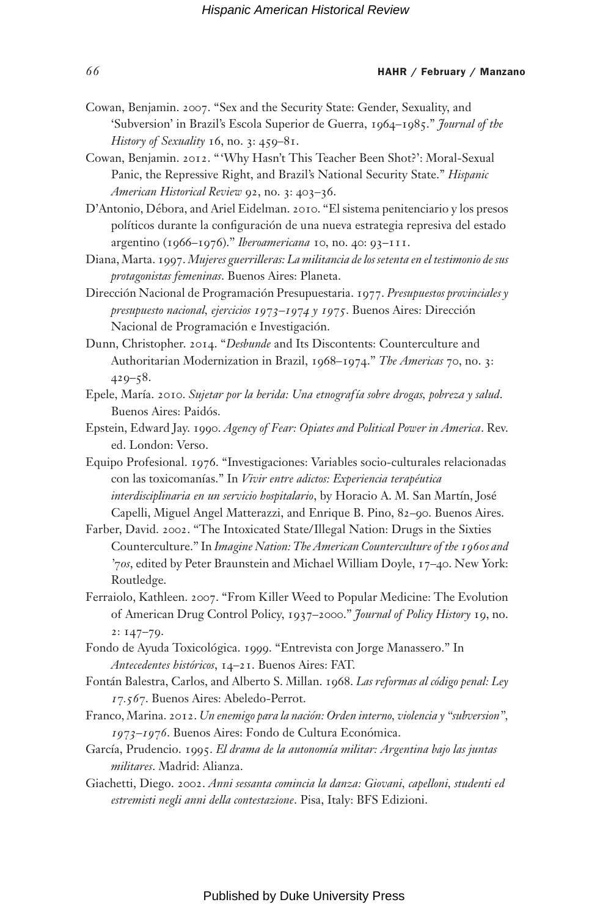Cowan, Benjamin. 2007. "Sex and the Security State: Gender, Sexuality, and 'Subversion' in Brazil's Escola Superior de Guerra, 1964–1985." *Journal of the History of Sexuality* 16, no. 3: 459–81.

Cowan, Benjamin. 2012. "'Why Hasn't This Teacher Been Shot?': Moral-Sexual Panic, the Repressive Right, and Brazil's National Security State." *Hispanic American Historical Review* 92, no. 3: 403–36.

D'Antonio, Débora, and Ariel Eidelman. 2010. "El sistema penitenciario y los presos políticos durante la configuración de una nueva estrategia represiva del estado argentino (1966–1976)." *Iberoamericana* 10, no. 40: 93–111.

Diana, Marta. 1997. *Mujeres guerrilleras: La militancia de los setenta en el testimonio de sus protagonistas femeninas*. Buenos Aires: Planeta.

Dirección Nacional de Programación Presupuestaria. 1977. *Presupuestos provinciales y presupuesto nacional, ejercicios 1973–1974 y 1975*. Buenos Aires: Dirección Nacional de Programación e Investigación.

Dunn, Christopher. 2014. "*Desbunde* and Its Discontents: Counterculture and Authoritarian Modernization in Brazil, 1968–1974." *The Americas* 70, no. 3: 429–58.

Epele, María. 2010. *Sujetar por la herida: Una etnografía sobre drogas, pobreza y salud*. Buenos Aires: Paidós.

Epstein, Edward Jay. 1990. *Agency of Fear: Opiates and Political Power in America*. Rev. ed. London: Verso.

Equipo Profesional. 1976. "Investigaciones: Variables socio-culturales relacionadas con las toxicomanías." In *Vivir entre adictos: Experiencia terapéutica interdisciplinaria en un servicio hospitalario*, by Horacio A. M. San Martín, José Capelli, Miguel Angel Matterazzi, and Enrique B. Pino, 82–90. Buenos Aires.

Farber, David. 2002. "The Intoxicated State/Illegal Nation: Drugs in the Sixties Counterculture." In *Imagine Nation: The American Counterculture of the 1960s and '70s*, edited by Peter Braunstein and Michael William Doyle, 17–40. New York: Routledge.

Ferraiolo, Kathleen. 2007. "From Killer Weed to Popular Medicine: The Evolution of American Drug Control Policy, 1937–2000." *Journal of Policy History* 19, no. 2: 147–79.

Fondo de Ayuda Toxicológica. 1999. "Entrevista con Jorge Manassero." In *Antecedentes históricos*, 14–21. Buenos Aires: FAT.

Fontán Balestra, Carlos, and Alberto S. Millan. 1968. *Las reformas al código penal: Ley 17.567*. Buenos Aires: Abeledo-Perrot.

Franco, Marina. 2012. *Un enemigo para la nación: Orden interno, violencia y "subversion", 1973–1976*. Buenos Aires: Fondo de Cultura Económica.

García, Prudencio. 1995. *El drama de la autonomía militar: Argentina bajo las juntas militares*. Madrid: Alianza.

Giachetti, Diego. 2002. *Anni sessanta comincia la danza: Giovani, capelloni, studenti ed estremisti negli anni della contestazione*. Pisa, Italy: BFS Edizioni.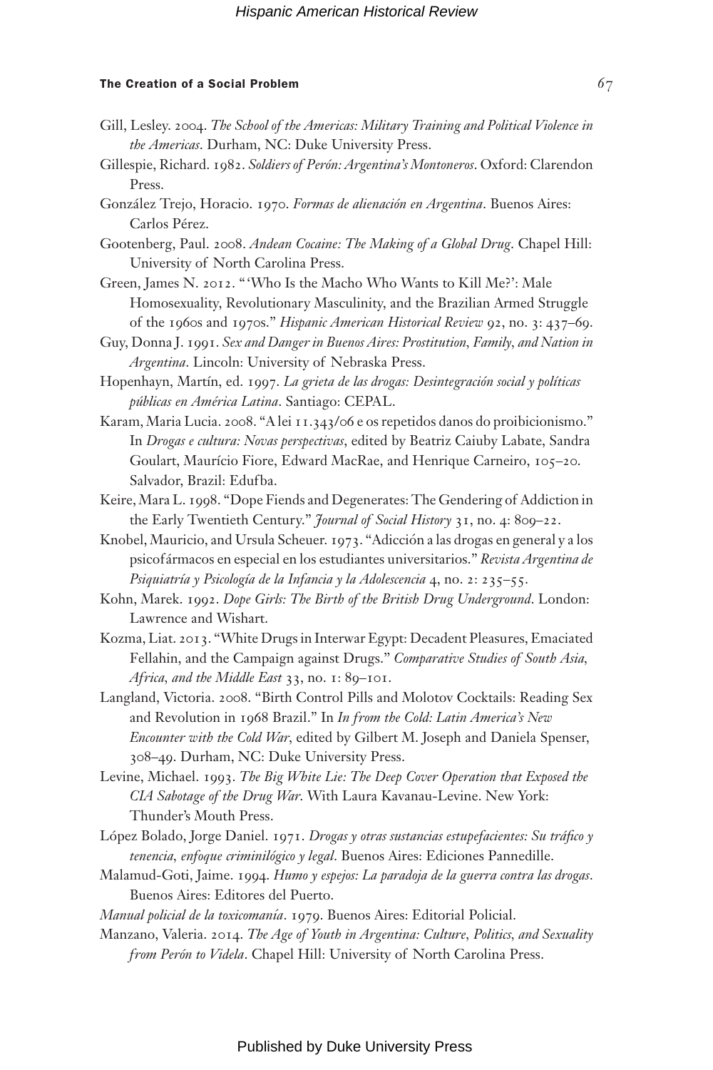Gill, Lesley. 2004. *The School of the Americas: Military Training and Political Violence in the Americas*. Durham, NC: Duke University Press.

Gillespie, Richard. 1982. *Soldiers of Perón: Argentina's Montoneros*. Oxford: Clarendon Press.

González Trejo, Horacio. 1970. *Formas de alienación en Argentina*. Buenos Aires: Carlos Pérez.

Gootenberg, Paul. 2008. *Andean Cocaine: The Making of a Global Drug*. Chapel Hill: University of North Carolina Press.

Green, James N. 2012. "'Who Is the Macho Who Wants to Kill Me?': Male Homosexuality, Revolutionary Masculinity, and the Brazilian Armed Struggle of the 1960s and 1970s." *Hispanic American Historical Review* 92, no. 3: 437–69.

Guy, Donna J. 1991. *Sex and Danger in Buenos Aires: Prostitution, Family, and Nation in Argentina*. Lincoln: University of Nebraska Press.

Hopenhayn, Martín, ed. 1997. *La grieta de las drogas: Desintegración social y políticas públicas en América Latina*. Santiago: CEPAL.

Karam, Maria Lucia. 2008. "A lei 11.343/06 e os repetidos danos do proibicionismo." In *Drogas e cultura: Novas perspectivas*, edited by Beatriz Caiuby Labate, Sandra Goulart, Maurício Fiore, Edward MacRae, and Henrique Carneiro, 105–20. Salvador, Brazil: Edufba.

Keire, Mara L. 1998. "Dope Fiends and Degenerates: The Gendering of Addiction in the Early Twentieth Century." *Journal of Social History* 31, no. 4: 809–22.

Knobel, Mauricio, and Ursula Scheuer. 1973. "Adicción a las drogas en general y a los psicofármacos en especial en los estudiantes universitarios." *Revista Argentina de Psiquiatría y Psicología de la Infancia y la Adolescencia* 4, no. 2: 235–55.

Kohn, Marek. 1992. *Dope Girls: The Birth of the British Drug Underground*. London: Lawrence and Wishart.

Kozma, Liat. 2013. "White Drugs in Interwar Egypt: Decadent Pleasures, Emaciated Fellahin, and the Campaign against Drugs." *Comparative Studies of South Asia, Africa, and the Middle East* 33, no. 1: 89–101.

Langland, Victoria. 2008. "Birth Control Pills and Molotov Cocktails: Reading Sex and Revolution in 1968 Brazil." In *In from the Cold: Latin America's New Encounter with the Cold War*, edited by Gilbert M. Joseph and Daniela Spenser, 308–49. Durham, NC: Duke University Press.

Levine, Michael. 1993. *The Big White Lie: The Deep Cover Operation that Exposed the CIA Sabotage of the Drug War*. With Laura Kavanau-Levine. New York: Thunder's Mouth Press.

López Bolado, Jorge Daniel. 1971. *Drogas y otras sustancias estupefacientes: Su tráfico y tenencia, enfoque criminilógico y legal*. Buenos Aires: Ediciones Pannedille.

Malamud-Goti, Jaime. 1994. *Humo y espejos: La paradoja de la guerra contra las drogas*. Buenos Aires: Editores del Puerto.

*Manual policial de la toxicomanía*. 1979. Buenos Aires: Editorial Policial.

Manzano, Valeria. 2014. *The Age of Youth in Argentina: Culture, Politics, and Sexuality from Perón to Videla*. Chapel Hill: University of North Carolina Press.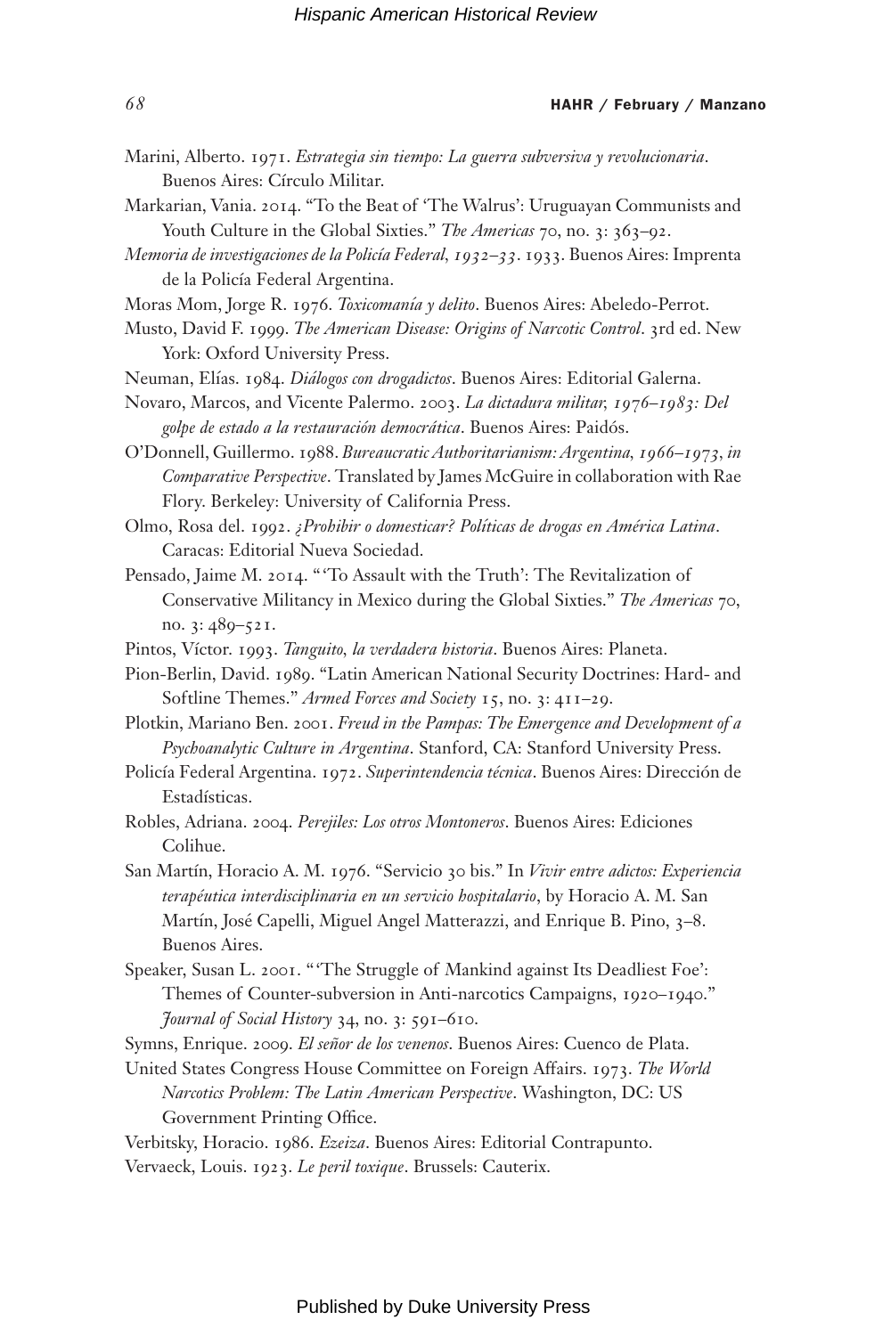Marini, Alberto. 1971. *Estrategia sin tiempo: La guerra subversiva y revolucionaria*. Buenos Aires: Círculo Militar.

Markarian, Vania. 2014. "To the Beat of 'The Walrus': Uruguayan Communists and Youth Culture in the Global Sixties." *The Americas* 70, no. 3: 363–92.

*Memoria de investigaciones de la Policía Federal, 1932–33*. 1933. Buenos Aires: Imprenta de la Policía Federal Argentina.

Moras Mom, Jorge R. 1976. *Toxicomanía y delito*. Buenos Aires: Abeledo-Perrot.

Musto, David F. 1999. *The American Disease: Origins of Narcotic Control*. 3rd ed. New York: Oxford University Press.

Neuman, Elías. 1984. *Diálogos con drogadictos*. Buenos Aires: Editorial Galerna.

Novaro, Marcos, and Vicente Palermo. 2003. *La dictadura militar, 1976–1983: Del golpe de estado a la restauración democrática*. Buenos Aires: Paidós.

O'Donnell, Guillermo. 1988. *Bureaucratic Authoritarianism: Argentina, 1966–1973, in Comparative Perspective*. Translated by James McGuire in collaboration with Rae Flory. Berkeley: University of California Press.

Olmo, Rosa del. 1992. *¿Prohibir o domesticar? Políticas de drogas en América Latina*. Caracas: Editorial Nueva Sociedad.

Pensado, Jaime M. 2014. "'To Assault with the Truth': The Revitalization of Conservative Militancy in Mexico during the Global Sixties." *The Americas* 70, no. 3: 489–521.

Pintos, Víctor. 1993. *Tanguito, la verdadera historia*. Buenos Aires: Planeta.

Pion-Berlin, David. 1989. "Latin American National Security Doctrines: Hard- and Softline Themes." *Armed Forces and Society* 15, no. 3: 411–29.

Plotkin, Mariano Ben. 2001. *Freud in the Pampas: The Emergence and Development of a Psychoanalytic Culture in Argentina*. Stanford, CA: Stanford University Press.

Policía Federal Argentina. 1972. *Superintendencia técnica*. Buenos Aires: Dirección de Estadísticas.

Robles, Adriana. 2004. *Perejiles: Los otros Montoneros*. Buenos Aires: Ediciones Colihue.

San Martín, Horacio A. M. 1976. "Servicio 30 bis." In *Vivir entre adictos: Experiencia terapéutica interdisciplinaria en un servicio hospitalario*, by Horacio A. M. San Martín, José Capelli, Miguel Angel Matterazzi, and Enrique B. Pino, 3–8. Buenos Aires.

Speaker, Susan L. 2001. "'The Struggle of Mankind against Its Deadliest Foe': Themes of Counter-subversion in Anti-narcotics Campaigns, 1920–1940." *Journal of Social History* 34, no. 3: 591–610.

Symns, Enrique. 2009. *El señor de los venenos*. Buenos Aires: Cuenco de Plata.

United States Congress House Committee on Foreign Affairs. 1973. *The World Narcotics Problem: The Latin American Perspective*. Washington, DC: US Government Printing Office.

Verbitsky, Horacio. 1986. *Ezeiza*. Buenos Aires: Editorial Contrapunto.

Vervaeck, Louis. 1923. *Le peril toxique*. Brussels: Cauterix.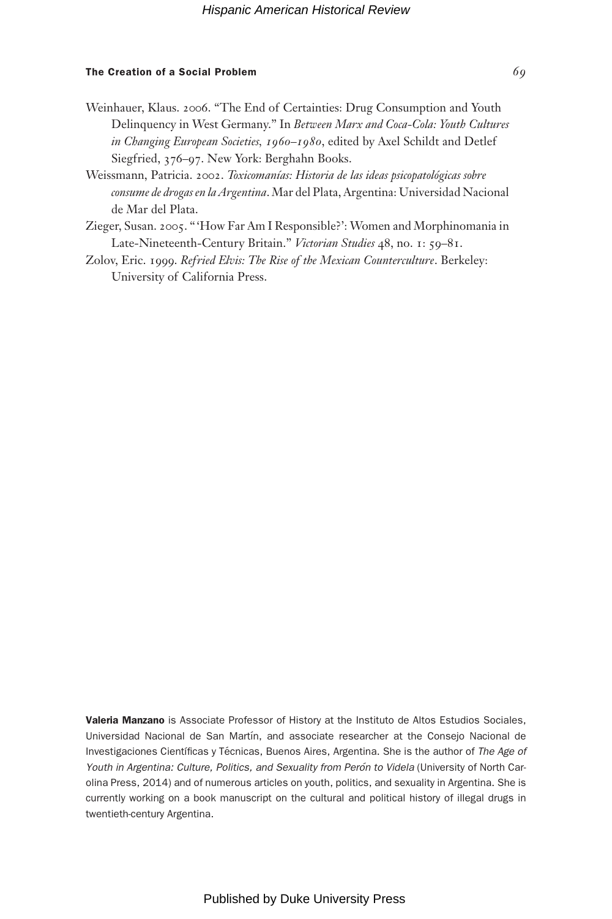Weinhauer, Klaus. 2006. "The End of Certainties: Drug Consumption and Youth Delinquency in West Germany." In *Between Marx and Coca-Cola: Youth Cultures in Changing European Societies, 1960–1980*, edited by Axel Schildt and Detlef Siegfried, 376–97. New York: Berghahn Books.

Weissmann, Patricia. 2002. *Toxicomanías: Historia de las ideas psicopatológicas sobre consume de drogas en la Argentina*. Mar del Plata, Argentina: Universidad Nacional de Mar del Plata.

Zieger, Susan. 2005. "'How Far Am I Responsible?': Women and Morphinomania in Late-Nineteenth-Century Britain." *Victorian Studies* 48, no. 1: 59–81.

Zolov, Eric. 1999. *Refried Elvis: The Rise of the Mexican Counterculture*. Berkeley: University of California Press.

**Valeria Manzano** is Associate Professor of History at the Instituto de Altos Estudios Sociales, Universidad Nacional de San Martín, and associate researcher at the Consejo Nacional de Investigaciones Científicas y Técnicas, Buenos Aires, Argentina. She is the author of *The Age of Youth in Argentina: Culture, Politics, and Sexuality from Perón to Videla* (University of North Carolina Press, 2014) and of numerous articles on youth, politics, and sexuality in Argentina. She is currently working on a book manuscript on the cultural and political history of illegal drugs in twentieth-century Argentina.